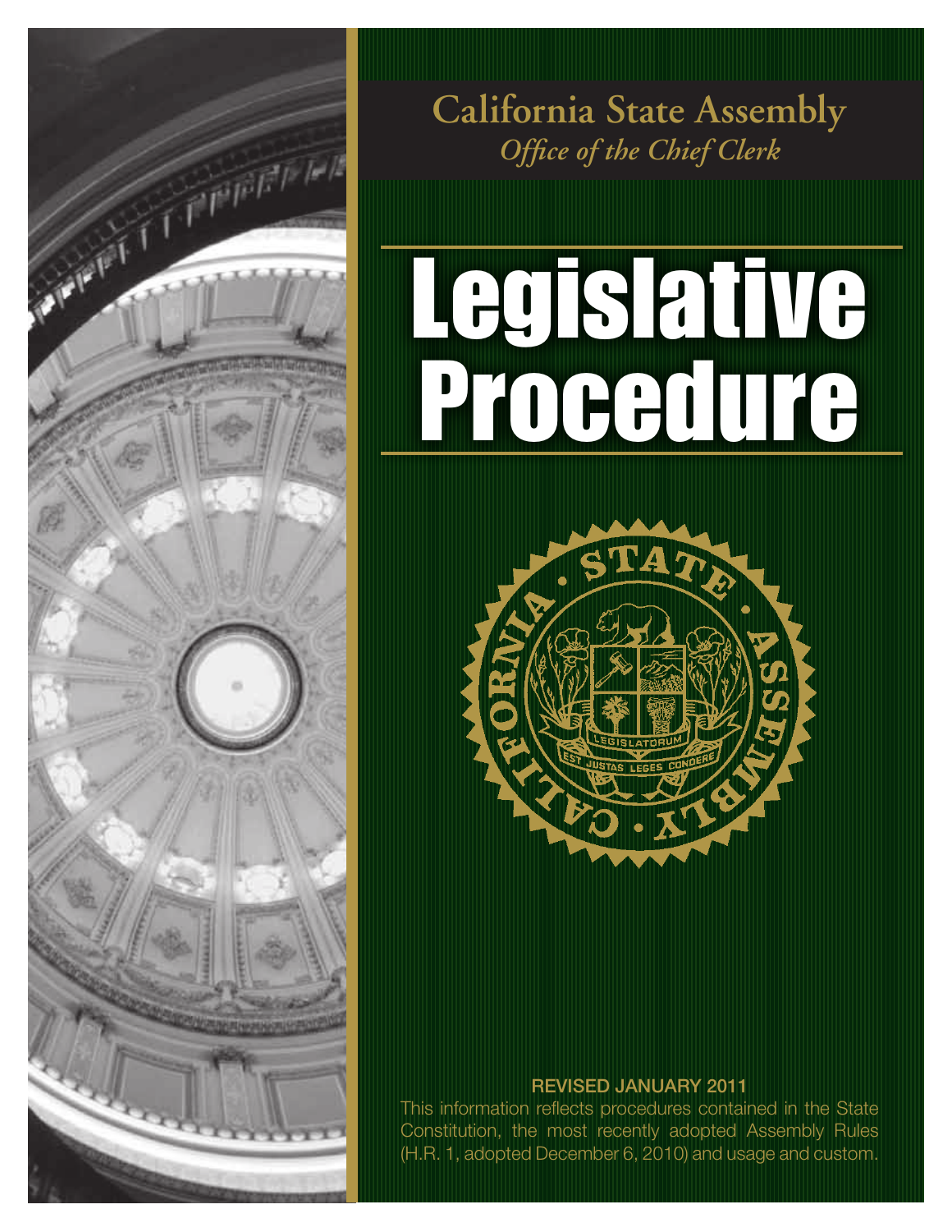# California State Assembly

*Office of the Chief Clerk*

# Legislative Procedure

**REVISED JANUARY 2011**

This information reflects procedures contained in the State Constitution, the most recently adopted Assembly Rules (H.R. 1, adopted December 6, 2010) and usage and custom.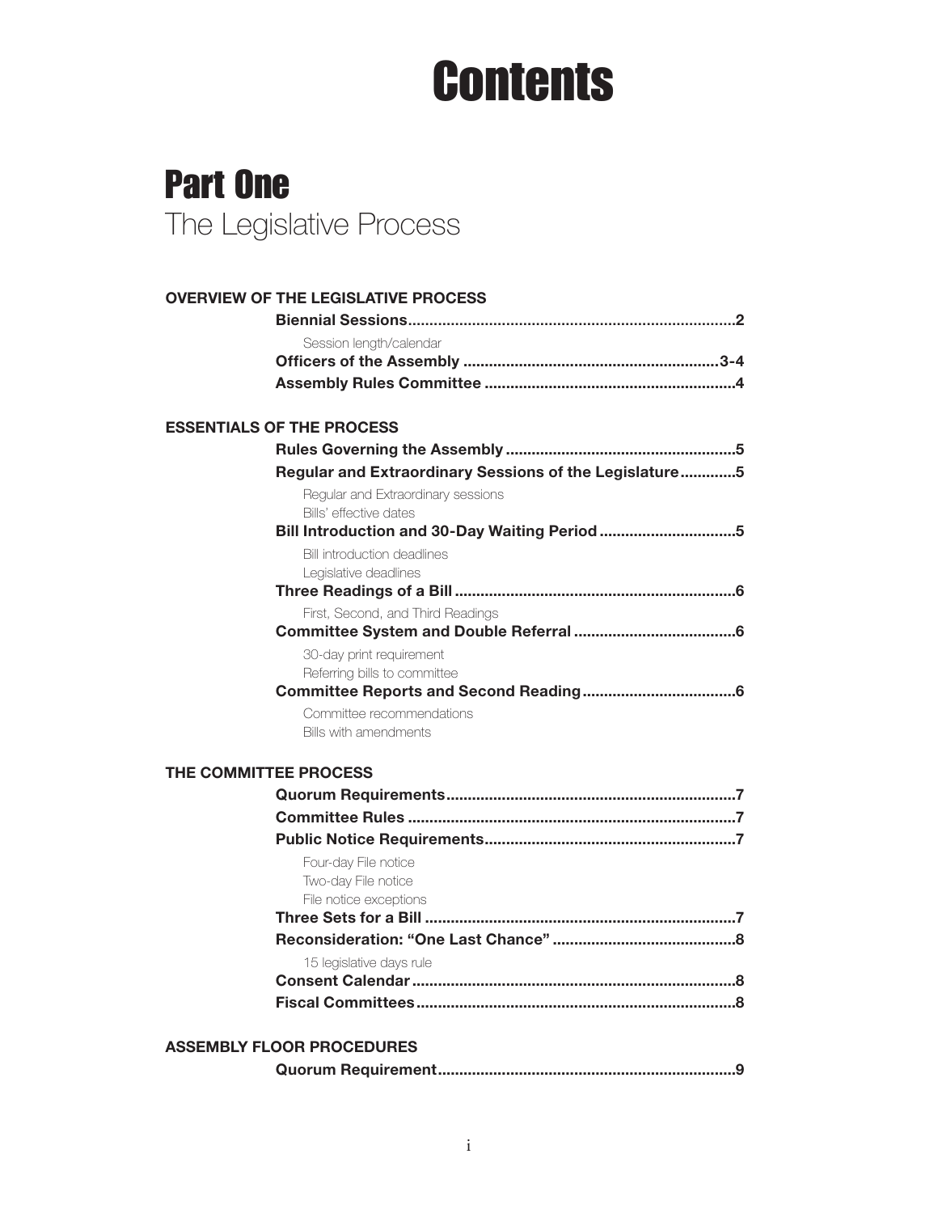# Contents

## Part One
The Legislative Process

**OVERVIEW OF THE LEGISLATIVE PROCESS**

- **Biennial Sessions............................................................................2**
  - Session length/calendar
- **Officers of the Assembly ...........................................................3-4**
- **Assembly Rules Committee ..........................................................4**

**ESSENTIALS OF THE PROCESS**

- **Rules Governing the Assembly .....................................................5**
- **Regular and Extraordinary Sessions of the Legislature.............5**
  - Regular and Extraordinary sessions
  - Bills' effective dates
- **Bill Introduction and 30-Day Waiting Period ...............................5**
  - Bill introduction deadlines
  - Legislative deadlines
- **Three Readings of a Bill .................................................................6**
  - First, Second, and Third Readings
- **Committee System and Double Referral .....................................6**
  - 30-day print requirement
  - Referring bills to committee
- **Committee Reports and Second Reading...................................6**
  - Committee recommendations
  - Bills with amendments

**THE COMMITTEE PROCESS**

- **Quorum Requirements...................................................................7**
- **Committee Rules ............................................................................7**
- **Public Notice Requirements..........................................................7**
  - Four-day File notice
  - Two-day File notice
  - File notice exceptions
- **Three Sets for a Bill .......................................................................7**
- **Reconsideration: "One Last Chance" ..........................................8**
  - 15 legislative days rule
- **Consent Calendar...........................................................................8**
- **Fiscal Committees..........................................................................8**

**ASSEMBLY FLOOR PROCEDURES**

- **Quorum Requirement....................................................................9**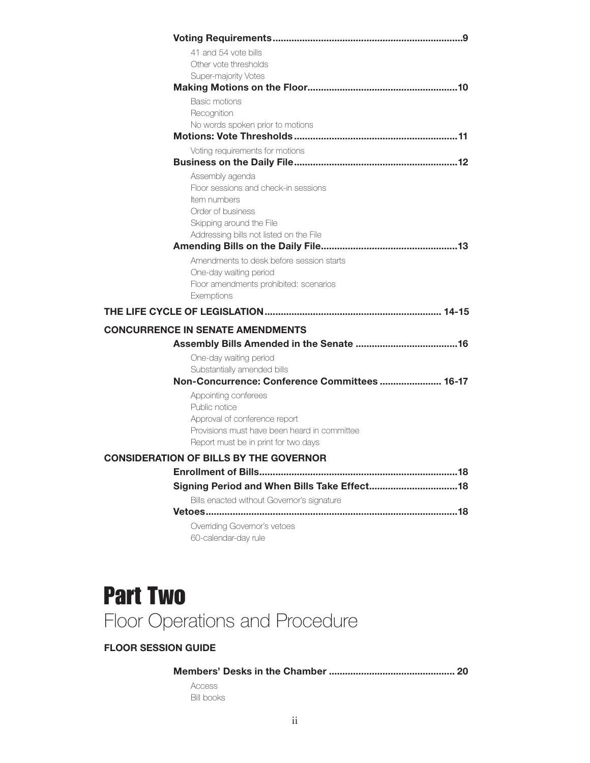**Voting Requirements......................................................................9**

41 and 54 vote bills
Other vote thresholds
Super-majority Votes

**Making Motions on the Floor.......................................................10**

Basic motions
Recognition
No words spoken prior to motions

**Motions: Vote Thresholds............................................................11**

Voting requirements for motions

**Business on the Daily File............................................................12**

Assembly agenda
Floor sessions and check-in sessions
Item numbers
Order of business
Skipping around the File
Addressing bills not listed on the File

**Amending Bills on the Daily File..................................................13**

Amendments to desk before session starts
One-day waiting period
Floor amendments prohibited: scenarios
Exemptions

**THE LIFE CYCLE OF LEGISLATION................................................................. 14-15**

**CONCURRENCE IN SENATE AMENDMENTS**

**Assembly Bills Amended in the Senate ......................................16**

One-day waiting period
Substantially amended bills

**Non-Concurrence: Conference Committees ....................... 16-17**

Appointing conferees
Public notice
Approval of conference report
Provisions must have been heard in committee
Report must be in print for two days

**CONSIDERATION OF BILLS BY THE GOVERNOR**

**Enrollment of Bills.........................................................................18**

**Signing Period and When Bills Take Effect.................................18**

Bills enacted without Governor's signature

**Vetoes.............................................................................................18**

Overriding Governor's vetoes
60-calendar-day rule

# Part Two

## Floor Operations and Procedure

**FLOOR SESSION GUIDE**

**Members' Desks in the Chamber ............................................... 20**

Access
Bill books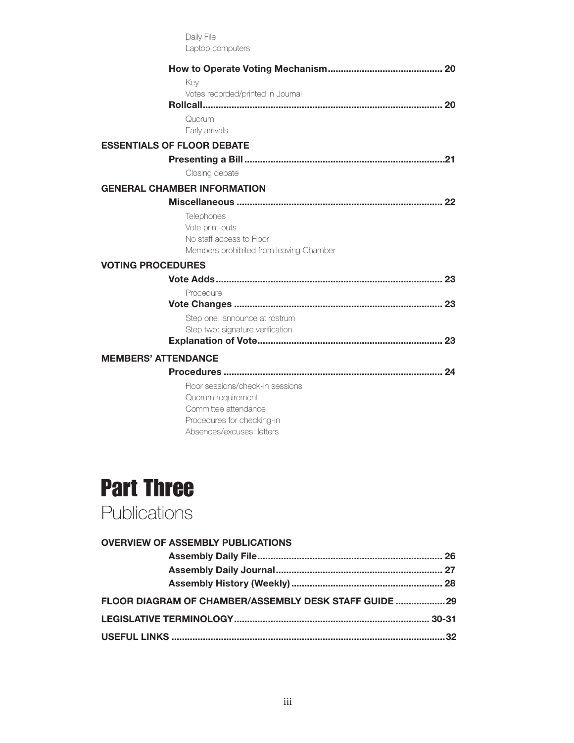Daily File
Laptop computers

**How to Operate Voting Mechanism** ........................................... 20

Key
Votes recorded/printed in Journal

**Rollcall** ........................................................................................ 20

Quorum
Early arrivals

**ESSENTIALS OF FLOOR DEBATE**

**Presenting a Bill** ...........................................................................21

Closing debate

**GENERAL CHAMBER INFORMATION**

**Miscellaneous** ............................................................................. 22

Telephones
Vote print-outs
No staff access to Floor
Members prohibited from leaving Chamber

**VOTING PROCEDURES**

**Vote Adds** ..................................................................................... 23

Procedure

**Vote Changes** .............................................................................. 23

Step one: announce at rostrum
Step two: signature verification

**Explanation of Vote** ..................................................................... 23

**MEMBERS' ATTENDANCE**

**Procedures** .................................................................................. 24

Floor sessions/check-in sessions
Quorum requirement
Committee attendance
Procedures for checking-in
Absences/excuses: letters

# Part Three

## Publications

**OVERVIEW OF ASSEMBLY PUBLICATIONS**

**Assembly Daily File** ...................................................................... 26

**Assembly Daily Journal** ............................................................... 27

**Assembly History (Weekly)** ......................................................... 28

**FLOOR DIAGRAM OF CHAMBER/ASSEMBLY DESK STAFF GUIDE** ...................29

**LEGISLATIVE TERMINOLOGY** ......................................................................... 30-31

**USEFUL LINKS** .......................................................................................................32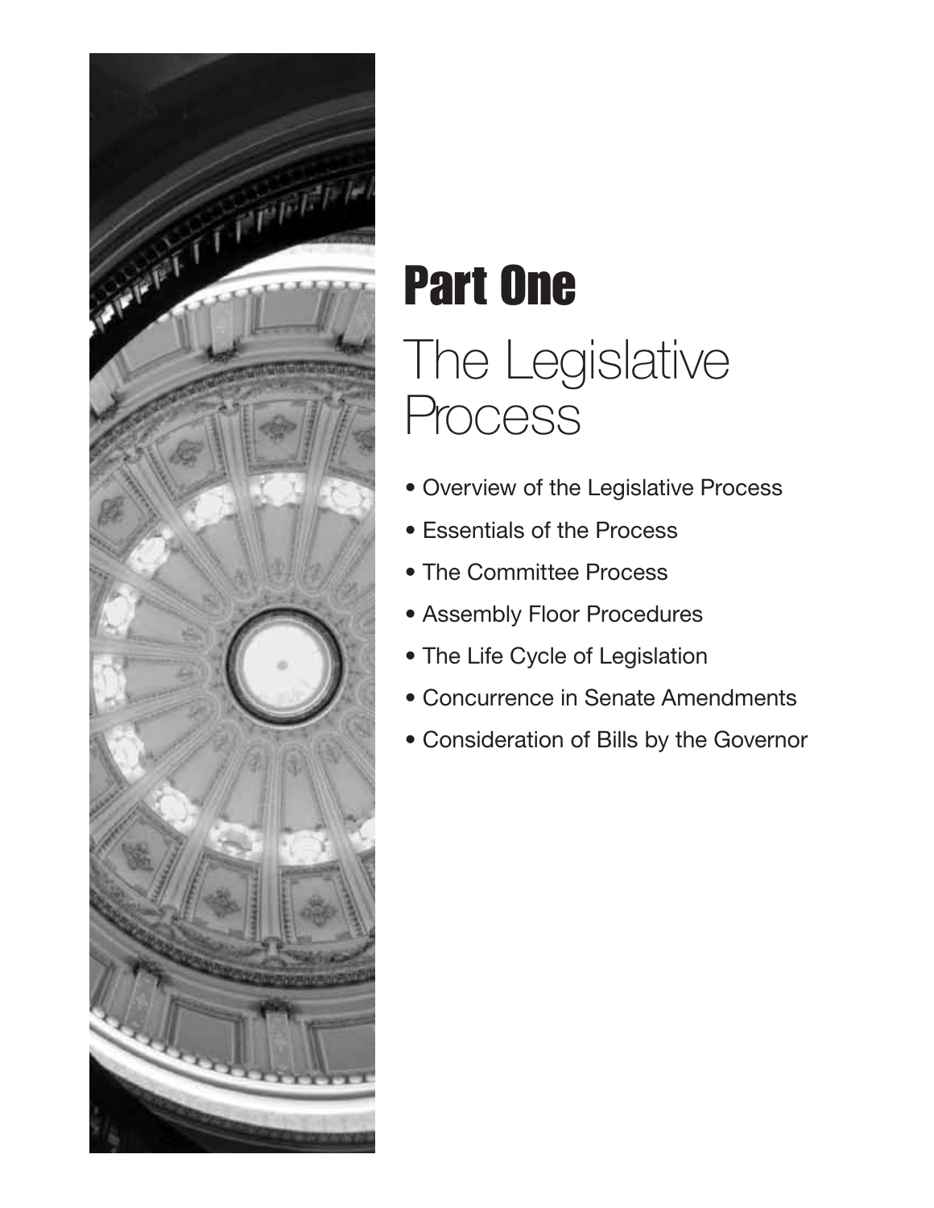# Part One

## The Legislative Process

- Overview of the Legislative Process
- Essentials of the Process
- The Committee Process
- Assembly Floor Procedures
- The Life Cycle of Legislation
- Concurrence in Senate Amendments
- Consideration of Bills by the Governor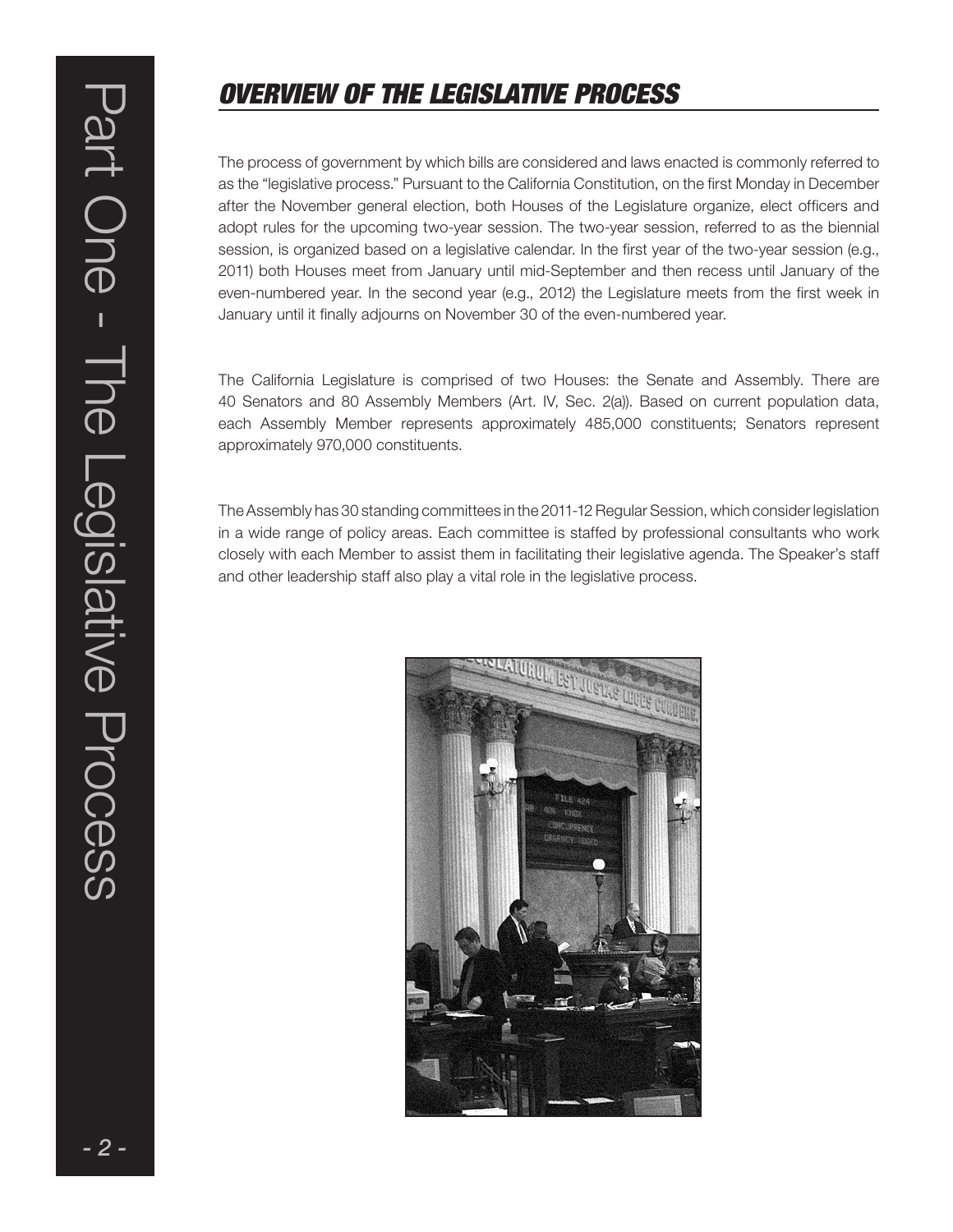# OVERVIEW OF THE LEGISLATIVE PROCESS

The process of government by which bills are considered and laws enacted is commonly referred to as the "legislative process." Pursuant to the California Constitution, on the first Monday in December after the November general election, both Houses of the Legislature organize, elect officers and adopt rules for the upcoming two-year session. The two-year session, referred to as the biennial session, is organized based on a legislative calendar. In the first year of the two-year session (e.g., 2011) both Houses meet from January until mid-September and then recess until January of the even-numbered year. In the second year (e.g., 2012) the Legislature meets from the first week in January until it finally adjourns on November 30 of the even-numbered year.

The California Legislature is comprised of two Houses: the Senate and Assembly. There are 40 Senators and 80 Assembly Members (Art. IV, Sec. 2(a)). Based on current population data, each Assembly Member represents approximately 485,000 constituents; Senators represent approximately 970,000 constituents.

The Assembly has 30 standing committees in the 2011-12 Regular Session, which consider legislation in a wide range of policy areas. Each committee is staffed by professional consultants who work closely with each Member to assist them in facilitating their legislative agenda. The Speaker's staff and other leadership staff also play a vital role in the legislative process.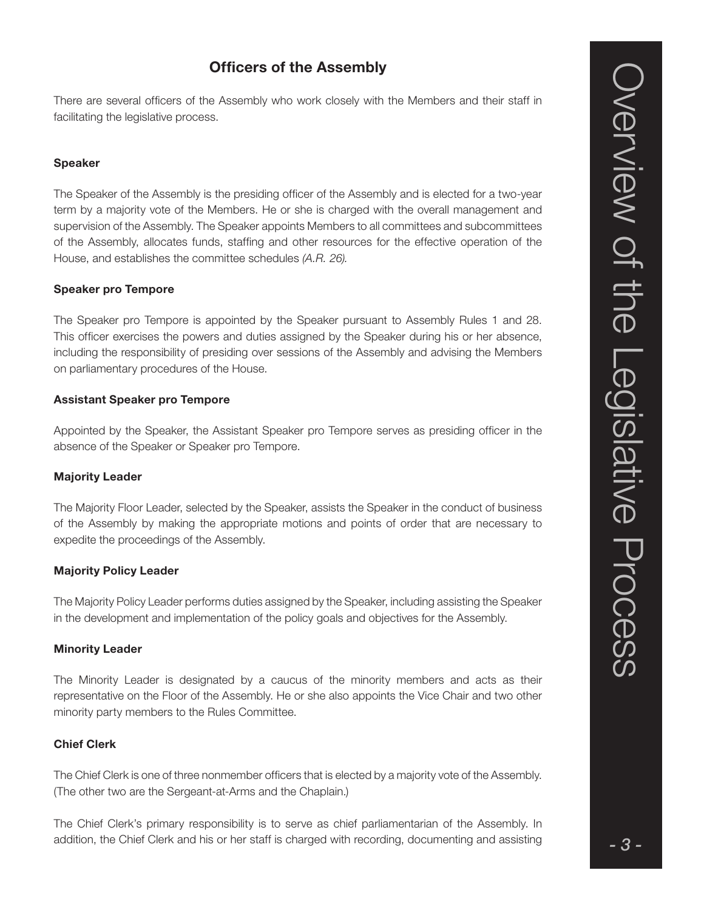## Officers of the Assembly

There are several officers of the Assembly who work closely with the Members and their staff in facilitating the legislative process.

### Speaker

The Speaker of the Assembly is the presiding officer of the Assembly and is elected for a two-year term by a majority vote of the Members. He or she is charged with the overall management and supervision of the Assembly. The Speaker appoints Members to all committees and subcommittees of the Assembly, allocates funds, staffing and other resources for the effective operation of the House, and establishes the committee schedules *(A.R. 26).*

### Speaker pro Tempore

The Speaker pro Tempore is appointed by the Speaker pursuant to Assembly Rules 1 and 28. This officer exercises the powers and duties assigned by the Speaker during his or her absence, including the responsibility of presiding over sessions of the Assembly and advising the Members on parliamentary procedures of the House.

### Assistant Speaker pro Tempore

Appointed by the Speaker, the Assistant Speaker pro Tempore serves as presiding officer in the absence of the Speaker or Speaker pro Tempore.

### Majority Leader

The Majority Floor Leader, selected by the Speaker, assists the Speaker in the conduct of business of the Assembly by making the appropriate motions and points of order that are necessary to expedite the proceedings of the Assembly.

### Majority Policy Leader

The Majority Policy Leader performs duties assigned by the Speaker, including assisting the Speaker in the development and implementation of the policy goals and objectives for the Assembly.

### Minority Leader

The Minority Leader is designated by a caucus of the minority members and acts as their representative on the Floor of the Assembly. He or she also appoints the Vice Chair and two other minority party members to the Rules Committee.

### Chief Clerk

The Chief Clerk is one of three nonmember officers that is elected by a majority vote of the Assembly. (The other two are the Sergeant-at-Arms and the Chaplain.)

The Chief Clerk's primary responsibility is to serve as chief parliamentarian of the Assembly. In addition, the Chief Clerk and his or her staff is charged with recording, documenting and assisting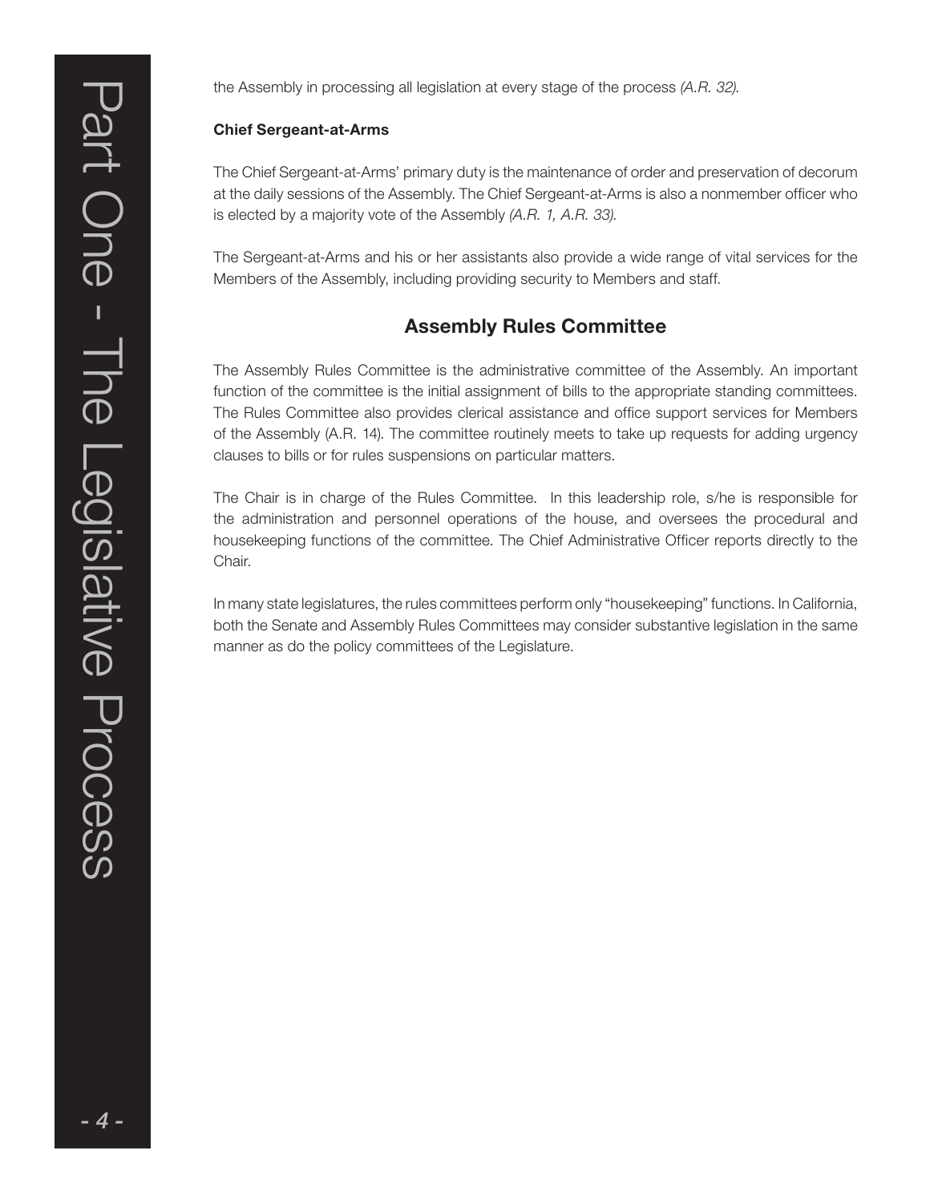the Assembly in processing all legislation at every stage of the process *(A.R. 32).*

**Chief Sergeant-at-Arms**

The Chief Sergeant-at-Arms' primary duty is the maintenance of order and preservation of decorum at the daily sessions of the Assembly. The Chief Sergeant-at-Arms is also a nonmember officer who is elected by a majority vote of the Assembly *(A.R. 1, A.R. 33).*

The Sergeant-at-Arms and his or her assistants also provide a wide range of vital services for the Members of the Assembly, including providing security to Members and staff.

## Assembly Rules Committee

The Assembly Rules Committee is the administrative committee of the Assembly. An important function of the committee is the initial assignment of bills to the appropriate standing committees. The Rules Committee also provides clerical assistance and office support services for Members of the Assembly (A.R. 14). The committee routinely meets to take up requests for adding urgency clauses to bills or for rules suspensions on particular matters.

The Chair is in charge of the Rules Committee. In this leadership role, s/he is responsible for the administration and personnel operations of the house, and oversees the procedural and housekeeping functions of the committee. The Chief Administrative Officer reports directly to the Chair.

In many state legislatures, the rules committees perform only "housekeeping" functions. In California, both the Senate and Assembly Rules Committees may consider substantive legislation in the same manner as do the policy committees of the Legislature.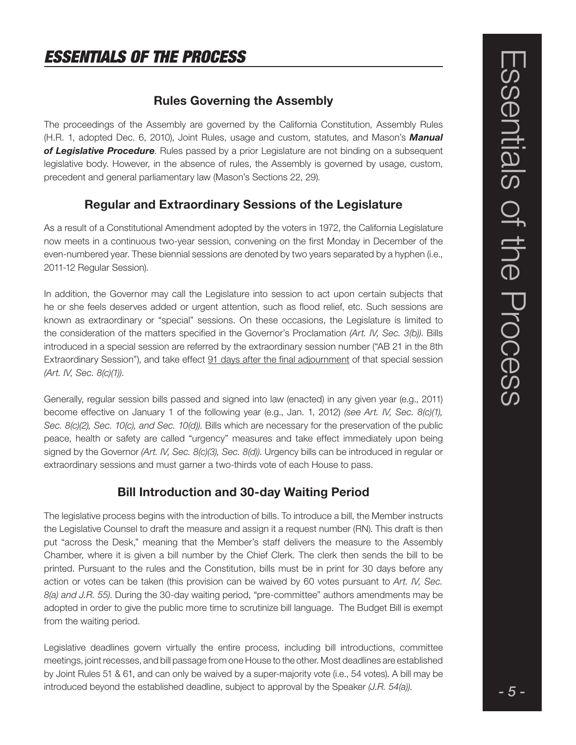# *ESSENTIALS OF THE PROCESS*

## Rules Governing the Assembly

The proceedings of the Assembly are governed by the California Constitution, Assembly Rules (H.R. 1, adopted Dec. 6, 2010), Joint Rules, usage and custom, statutes, and Mason's ***Manual of Legislative Procedure***. Rules passed by a prior Legislature are not binding on a subsequent legislative body. However, in the absence of rules, the Assembly is governed by usage, custom, precedent and general parliamentary law (Mason's Sections 22, 29).

## Regular and Extraordinary Sessions of the Legislature

As a result of a Constitutional Amendment adopted by the voters in 1972, the California Legislature now meets in a continuous two-year session, convening on the first Monday in December of the even-numbered year. These biennial sessions are denoted by two years separated by a hyphen (i.e., 2011-12 Regular Session).

In addition, the Governor may call the Legislature into session to act upon certain subjects that he or she feels deserves added or urgent attention, such as flood relief, etc. Such sessions are known as extraordinary or "special" sessions. On these occasions, the Legislature is limited to the consideration of the matters specified in the Governor's Proclamation *(Art. IV, Sec. 3(b))*. Bills introduced in a special session are referred by the extraordinary session number ("AB 21 in the 8th Extraordinary Session"), and take effect 91 days after the final adjournment of that special session *(Art. IV, Sec. 8(c)(1))*.

Generally, regular session bills passed and signed into law (enacted) in any given year (e.g., 2011) become effective on January 1 of the following year (e.g., Jan. 1, 2012) *(see Art. IV, Sec. 8(c)(1), Sec. 8(c)(2), Sec. 10(c), and Sec. 10(d))*. Bills which are necessary for the preservation of the public peace, health or safety are called "urgency" measures and take effect immediately upon being signed by the Governor *(Art. IV, Sec. 8(c)(3), Sec. 8(d))*. Urgency bills can be introduced in regular or extraordinary sessions and must garner a two-thirds vote of each House to pass.

## Bill Introduction and 30-day Waiting Period

The legislative process begins with the introduction of bills. To introduce a bill, the Member instructs the Legislative Counsel to draft the measure and assign it a request number (RN). This draft is then put "across the Desk," meaning that the Member's staff delivers the measure to the Assembly Chamber, where it is given a bill number by the Chief Clerk. The clerk then sends the bill to be printed. Pursuant to the rules and the Constitution, bills must be in print for 30 days before any action or votes can be taken (this provision can be waived by 60 votes pursuant to *Art. IV, Sec. 8(a) and J.R. 55)*. During the 30-day waiting period, "pre-committee" authors amendments may be adopted in order to give the public more time to scrutinize bill language. The Budget Bill is exempt from the waiting period.

Legislative deadlines govern virtually the entire process, including bill introductions, committee meetings, joint recesses, and bill passage from one House to the other. Most deadlines are established by Joint Rules 51 & 61, and can only be waived by a super-majority vote (i.e., 54 votes). A bill may be introduced beyond the established deadline, subject to approval by the Speaker *(J.R. 54(a))*.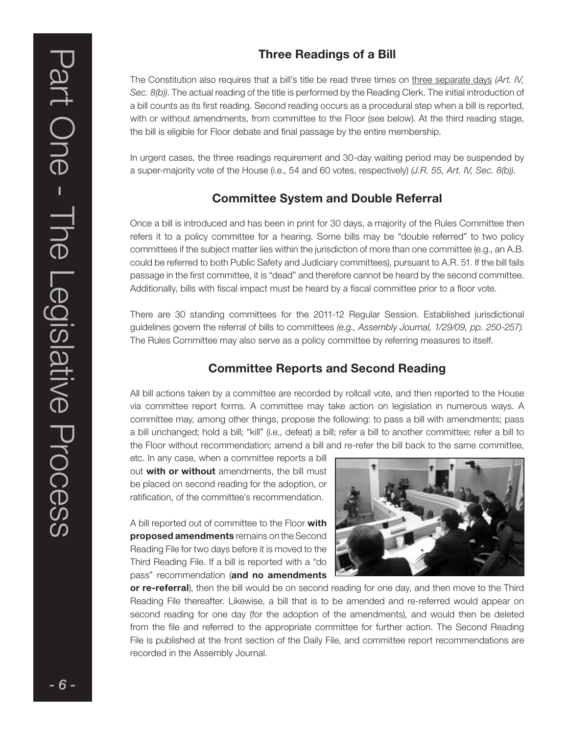## Three Readings of a Bill

The Constitution also requires that a bill's title be read three times on three separate days *(Art. IV, Sec. 8(b))*. The actual reading of the title is performed by the Reading Clerk. The initial introduction of a bill counts as its first reading. Second reading occurs as a procedural step when a bill is reported, with or without amendments, from committee to the Floor (see below). At the third reading stage, the bill is eligible for Floor debate and final passage by the entire membership.

In urgent cases, the three readings requirement and 30-day waiting period may be suspended by a super-majority vote of the House (i.e., 54 and 60 votes, respectively) *(J.R. 55, Art. IV, Sec. 8(b))*.

## Committee System and Double Referral

Once a bill is introduced and has been in print for 30 days, a majority of the Rules Committee then refers it to a policy committee for a hearing. Some bills may be "double referred" to two policy committees if the subject matter lies within the jurisdiction of more than one committee (e.g., an A.B. could be referred to both Public Safety and Judiciary committees), pursuant to A.R. 51. If the bill fails passage in the first committee, it is "dead" and therefore cannot be heard by the second committee. Additionally, bills with fiscal impact must be heard by a fiscal committee prior to a floor vote.

There are 30 standing committees for the 2011-12 Regular Session. Established jurisdictional guidelines govern the referral of bills to committees *(e.g., Assembly Journal, 1/29/09, pp. 250-257)*. The Rules Committee may also serve as a policy committee by referring measures to itself.

## Committee Reports and Second Reading

All bill actions taken by a committee are recorded by rollcall vote, and then reported to the House via committee report forms. A committee may take action on legislation in numerous ways. A committee may, among other things, propose the following: to pass a bill with amendments; pass a bill unchanged; hold a bill; "kill" (i.e., defeat) a bill; refer a bill to another committee; refer a bill to the Floor without recommendation; amend a bill and re-refer the bill back to the same committee, etc. In any case, when a committee reports a bill out **with or without** amendments, the bill must be placed on second reading for the adoption, or ratification, of the committee's recommendation.

A bill reported out of committee to the Floor **with proposed amendments** remains on the Second Reading File for two days before it is moved to the Third Reading File. If a bill is reported with a "do pass" recommendation (**and no amendments or re-referral**), then the bill would be on second reading for one day, and then move to the Third Reading File thereafter. Likewise, a bill that is to be amended and re-referred would appear on second reading for one day (for the adoption of the amendments), and would then be deleted from the file and referred to the appropriate committee for further action. The Second Reading File is published at the front section of the Daily File, and committee report recommendations are recorded in the Assembly Journal.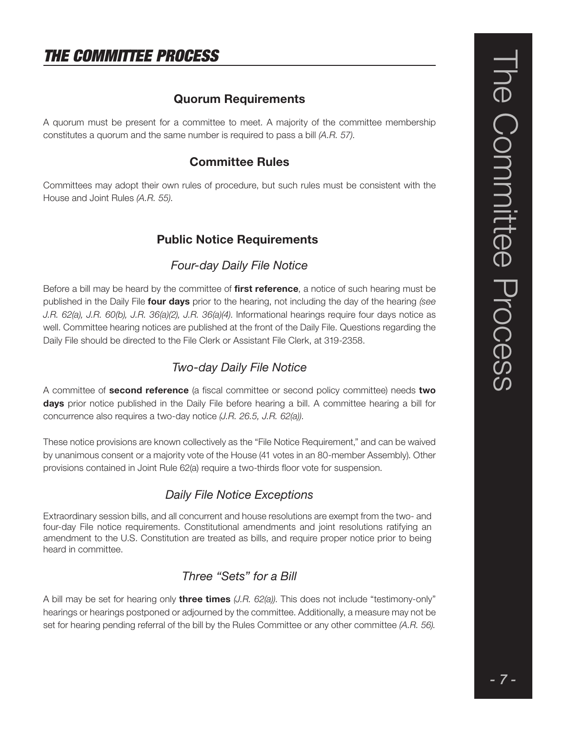# THE COMMITTEE PROCESS

## Quorum Requirements

A quorum must be present for a committee to meet. A majority of the committee membership constitutes a quorum and the same number is required to pass a bill *(A.R. 57)*.

## Committee Rules

Committees may adopt their own rules of procedure, but such rules must be consistent with the House and Joint Rules *(A.R. 55)*.

## Public Notice Requirements

### *Four-day Daily File Notice*

Before a bill may be heard by the committee of **first reference**, a notice of such hearing must be published in the Daily File **four days** prior to the hearing, not including the day of the hearing *(see J.R. 62(a), J.R. 60(b), J.R. 36(a)(2), J.R. 36(a)(4))*. Informational hearings require four days notice as well. Committee hearing notices are published at the front of the Daily File. Questions regarding the Daily File should be directed to the File Clerk or Assistant File Clerk, at 319-2358.

### *Two-day Daily File Notice*

A committee of **second reference** (a fiscal committee or second policy committee) needs **two days** prior notice published in the Daily File before hearing a bill. A committee hearing a bill for concurrence also requires a two-day notice *(J.R. 26.5, J.R. 62(a))*.

These notice provisions are known collectively as the "File Notice Requirement," and can be waived by unanimous consent or a majority vote of the House (41 votes in an 80-member Assembly). Other provisions contained in Joint Rule 62(a) require a two-thirds floor vote for suspension.

### *Daily File Notice Exceptions*

Extraordinary session bills, and all concurrent and house resolutions are exempt from the two- and four-day File notice requirements. Constitutional amendments and joint resolutions ratifying an amendment to the U.S. Constitution are treated as bills, and require proper notice prior to being heard in committee.

### *Three "Sets" for a Bill*

A bill may be set for hearing only **three times** *(J.R. 62(a))*. This does not include "testimony-only" hearings or hearings postponed or adjourned by the committee. Additionally, a measure may not be set for hearing pending referral of the bill by the Rules Committee or any other committee *(A.R. 56)*.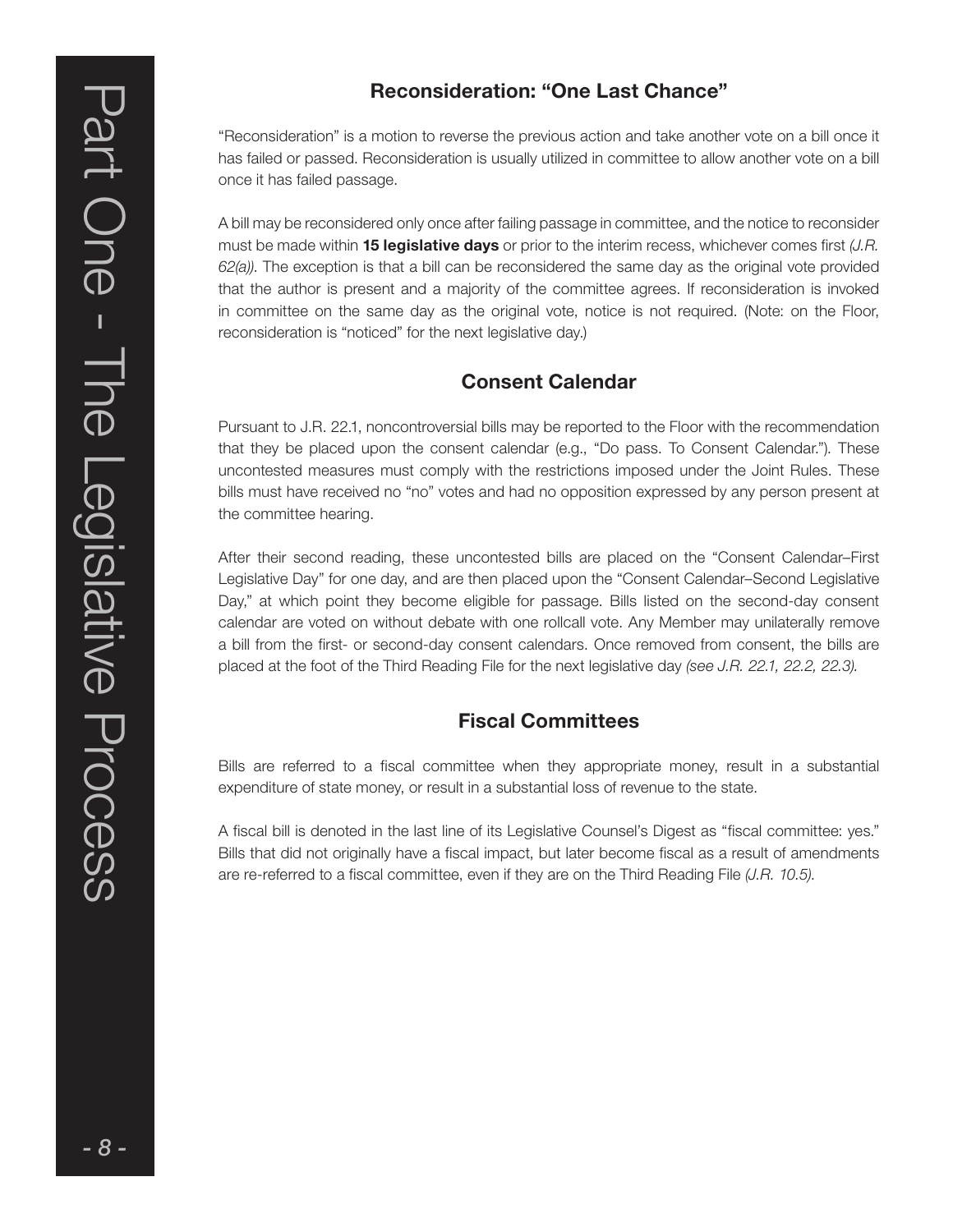## Reconsideration: "One Last Chance"

"Reconsideration" is a motion to reverse the previous action and take another vote on a bill once it has failed or passed. Reconsideration is usually utilized in committee to allow another vote on a bill once it has failed passage.

A bill may be reconsidered only once after failing passage in committee, and the notice to reconsider must be made within **15 legislative days** or prior to the interim recess, whichever comes first *(J.R. 62(a))*. The exception is that a bill can be reconsidered the same day as the original vote provided that the author is present and a majority of the committee agrees. If reconsideration is invoked in committee on the same day as the original vote, notice is not required. (Note: on the Floor, reconsideration is "noticed" for the next legislative day.)

## Consent Calendar

Pursuant to J.R. 22.1, noncontroversial bills may be reported to the Floor with the recommendation that they be placed upon the consent calendar (e.g., "Do pass. To Consent Calendar."). These uncontested measures must comply with the restrictions imposed under the Joint Rules. These bills must have received no "no" votes and had no opposition expressed by any person present at the committee hearing.

After their second reading, these uncontested bills are placed on the "Consent Calendar–First Legislative Day" for one day, and are then placed upon the "Consent Calendar–Second Legislative Day," at which point they become eligible for passage. Bills listed on the second-day consent calendar are voted on without debate with one rollcall vote. Any Member may unilaterally remove a bill from the first- or second-day consent calendars. Once removed from consent, the bills are placed at the foot of the Third Reading File for the next legislative day *(see J.R. 22.1, 22.2, 22.3)*.

## Fiscal Committees

Bills are referred to a fiscal committee when they appropriate money, result in a substantial expenditure of state money, or result in a substantial loss of revenue to the state.

A fiscal bill is denoted in the last line of its Legislative Counsel's Digest as "fiscal committee: yes." Bills that did not originally have a fiscal impact, but later become fiscal as a result of amendments are re-referred to a fiscal committee, even if they are on the Third Reading File *(J.R. 10.5)*.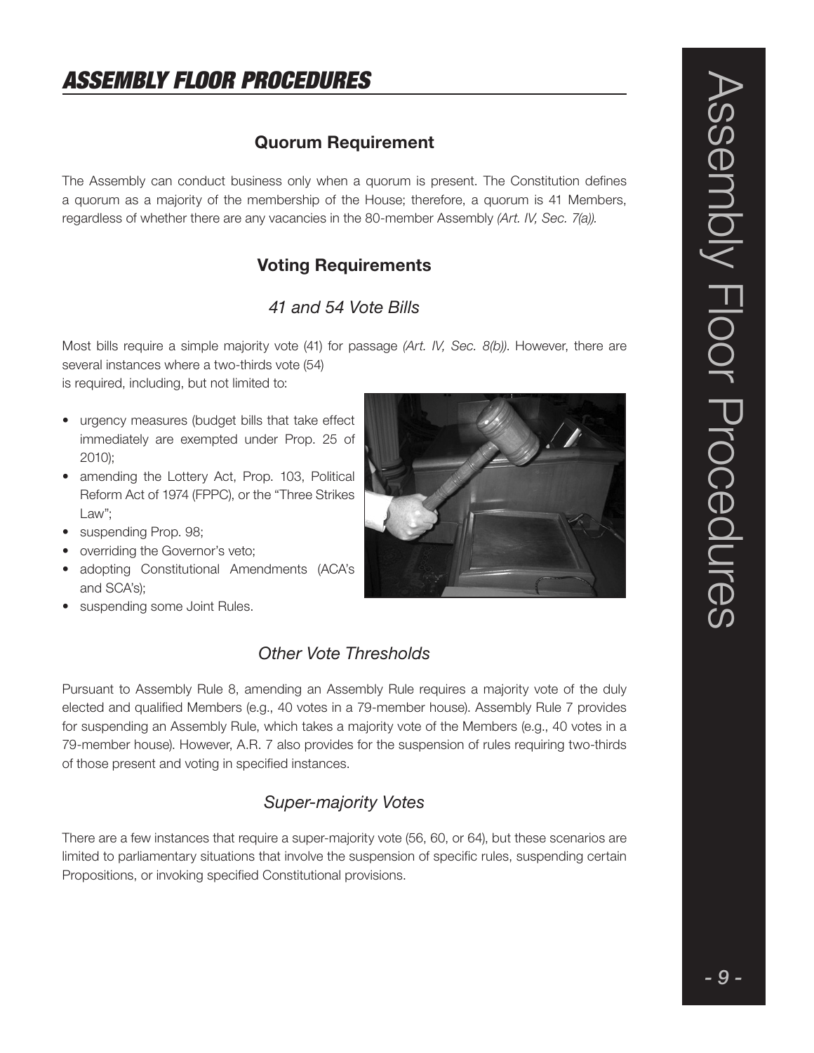# ASSEMBLY FLOOR PROCEDURES

## Quorum Requirement

The Assembly can conduct business only when a quorum is present. The Constitution defines a quorum as a majority of the membership of the House; therefore, a quorum is 41 Members, regardless of whether there are any vacancies in the 80-member Assembly *(Art. IV, Sec. 7(a)).*

## Voting Requirements

### *41 and 54 Vote Bills*

Most bills require a simple majority vote (41) for passage *(Art. IV, Sec. 8(b))*. However, there are several instances where a two-thirds vote (54) is required, including, but not limited to:

- urgency measures (budget bills that take effect immediately are exempted under Prop. 25 of 2010);
- amending the Lottery Act, Prop. 103, Political Reform Act of 1974 (FPPC), or the "Three Strikes Law";
- suspending Prop. 98;
- overriding the Governor's veto;
- adopting Constitutional Amendments (ACA's and SCA's);
- suspending some Joint Rules.

### *Other Vote Thresholds*

Pursuant to Assembly Rule 8, amending an Assembly Rule requires a majority vote of the duly elected and qualified Members (e.g., 40 votes in a 79-member house). Assembly Rule 7 provides for suspending an Assembly Rule, which takes a majority vote of the Members (e.g., 40 votes in a 79-member house). However, A.R. 7 also provides for the suspension of rules requiring two-thirds of those present and voting in specified instances.

### *Super-majority Votes*

There are a few instances that require a super-majority vote (56, 60, or 64), but these scenarios are limited to parliamentary situations that involve the suspension of specific rules, suspending certain Propositions, or invoking specified Constitutional provisions.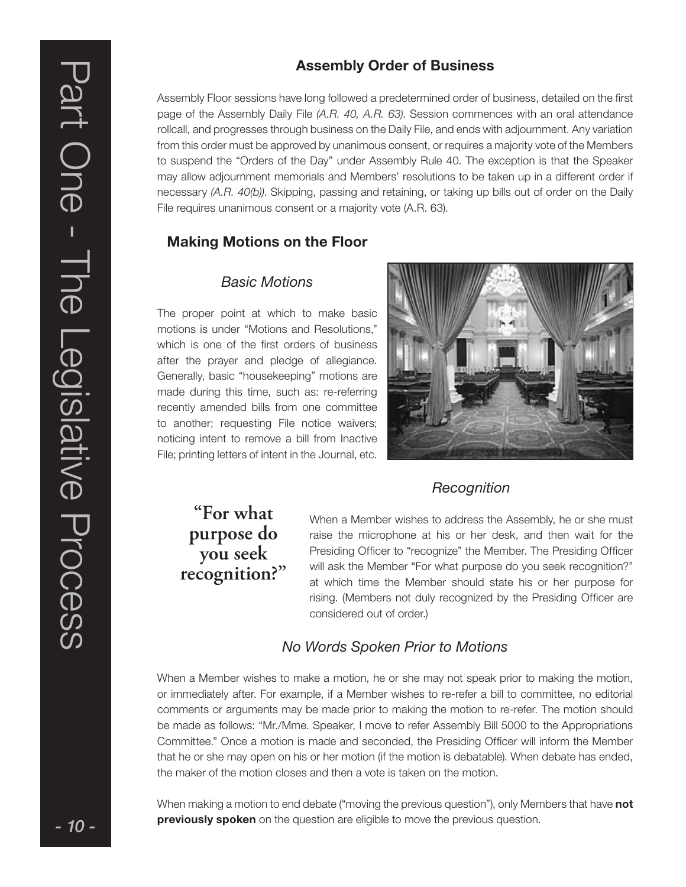## Assembly Order of Business

Assembly Floor sessions have long followed a predetermined order of business, detailed on the first page of the Assembly Daily File *(A.R. 40, A.R. 63)*. Session commences with an oral attendance rollcall, and progresses through business on the Daily File, and ends with adjournment. Any variation from this order must be approved by unanimous consent, or requires a majority vote of the Members to suspend the "Orders of the Day" under Assembly Rule 40. The exception is that the Speaker may allow adjournment memorials and Members' resolutions to be taken up in a different order if necessary *(A.R. 40(b))*. Skipping, passing and retaining, or taking up bills out of order on the Daily File requires unanimous consent or a majority vote (A.R. 63).

## Making Motions on the Floor

### *Basic Motions*

The proper point at which to make basic motions is under "Motions and Resolutions," which is one of the first orders of business after the prayer and pledge of allegiance. Generally, basic "housekeeping" motions are made during this time, such as: re-referring recently amended bills from one committee to another; requesting File notice waivers; noticing intent to remove a bill from Inactive File; printing letters of intent in the Journal, etc.

### *Recognition*

**"For what purpose do you seek recognition?"**

When a Member wishes to address the Assembly, he or she must raise the microphone at his or her desk, and then wait for the Presiding Officer to "recognize" the Member. The Presiding Officer will ask the Member "For what purpose do you seek recognition?" at which time the Member should state his or her purpose for rising. (Members not duly recognized by the Presiding Officer are considered out of order.)

### *No Words Spoken Prior to Motions*

When a Member wishes to make a motion, he or she may not speak prior to making the motion, or immediately after. For example, if a Member wishes to re-refer a bill to committee, no editorial comments or arguments may be made prior to making the motion to re-refer. The motion should be made as follows: "Mr./Mme. Speaker, I move to refer Assembly Bill 5000 to the Appropriations Committee." Once a motion is made and seconded, the Presiding Officer will inform the Member that he or she may open on his or her motion (if the motion is debatable). When debate has ended, the maker of the motion closes and then a vote is taken on the motion.

When making a motion to end debate ("moving the previous question"), only Members that have **not previously spoken** on the question are eligible to move the previous question.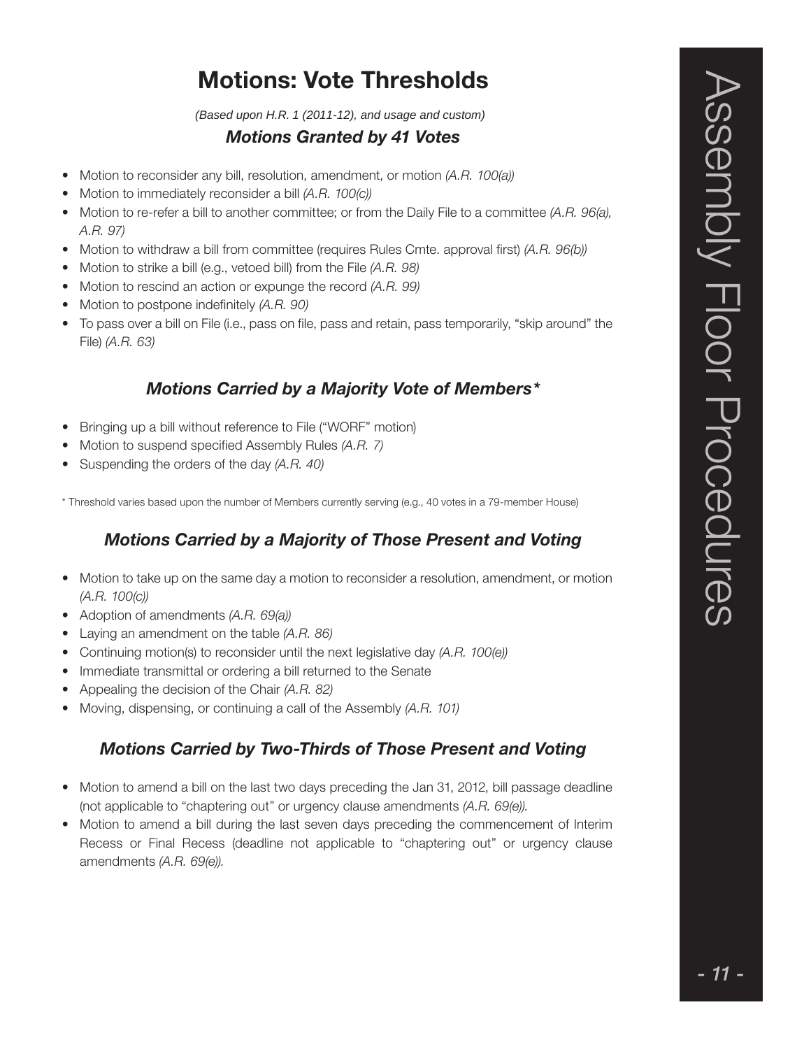# Motions: Vote Thresholds

*(Based upon H.R. 1 (2011-12), and usage and custom)*

## *Motions Granted by 41 Votes*

- Motion to reconsider any bill, resolution, amendment, or motion *(A.R. 100(a))*
- Motion to immediately reconsider a bill *(A.R. 100(c))*
- Motion to re-refer a bill to another committee; or from the Daily File to a committee *(A.R. 96(a), A.R. 97)*
- Motion to withdraw a bill from committee (requires Rules Cmte. approval first) *(A.R. 96(b))*
- Motion to strike a bill (e.g., vetoed bill) from the File *(A.R. 98)*
- Motion to rescind an action or expunge the record *(A.R. 99)*
- Motion to postpone indefinitely *(A.R. 90)*
- To pass over a bill on File (i.e., pass on file, pass and retain, pass temporarily, "skip around" the File) *(A.R. 63)*

## *Motions Carried by a Majority Vote of Members**

- Bringing up a bill without reference to File ("WORF" motion)
- Motion to suspend specified Assembly Rules *(A.R. 7)*
- Suspending the orders of the day *(A.R. 40)*

\* Threshold varies based upon the number of Members currently serving (e.g., 40 votes in a 79-member House)

## *Motions Carried by a Majority of Those Present and Voting*

- Motion to take up on the same day a motion to reconsider a resolution, amendment, or motion *(A.R. 100(c))*
- Adoption of amendments *(A.R. 69(a))*
- Laying an amendment on the table *(A.R. 86)*
- Continuing motion(s) to reconsider until the next legislative day *(A.R. 100(e))*
- Immediate transmittal or ordering a bill returned to the Senate
- Appealing the decision of the Chair *(A.R. 82)*
- Moving, dispensing, or continuing a call of the Assembly *(A.R. 101)*

## *Motions Carried by Two-Thirds of Those Present and Voting*

- Motion to amend a bill on the last two days preceding the Jan 31, 2012, bill passage deadline (not applicable to "chaptering out" or urgency clause amendments *(A.R. 69(e))*.
- Motion to amend a bill during the last seven days preceding the commencement of Interim Recess or Final Recess (deadline not applicable to "chaptering out" or urgency clause amendments *(A.R. 69(e))*.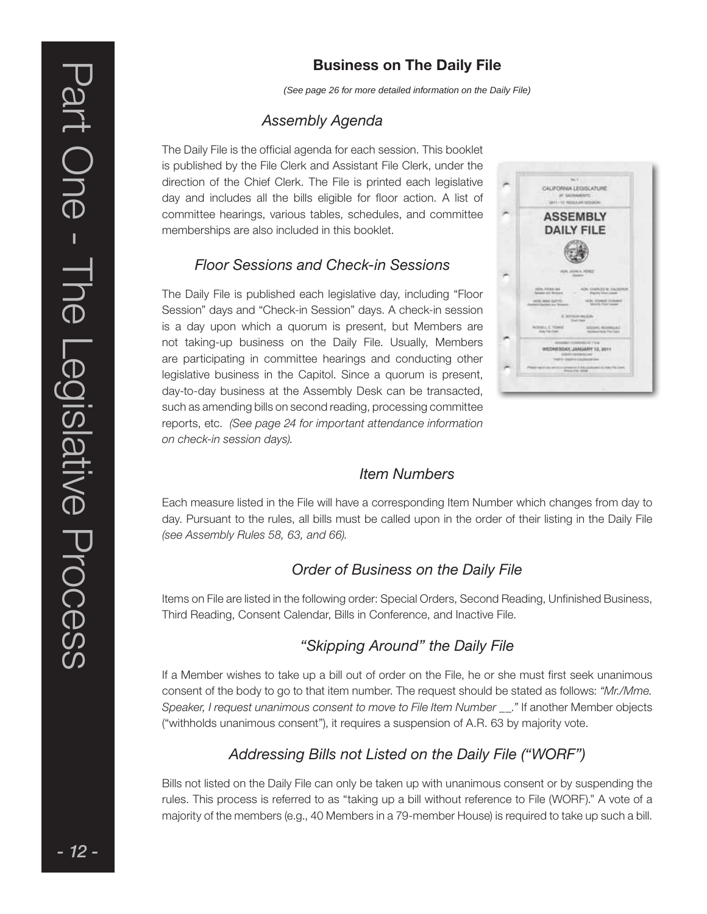## Business on The Daily File

*(See page 26 for more detailed information on the Daily File)*

### *Assembly Agenda*

The Daily File is the official agenda for each session. This booklet is published by the File Clerk and Assistant File Clerk, under the direction of the Chief Clerk. The File is printed each legislative day and includes all the bills eligible for floor action. A list of committee hearings, various tables, schedules, and committee memberships are also included in this booklet.

### *Floor Sessions and Check-in Sessions*

The Daily File is published each legislative day, including "Floor Session" days and "Check-in Session" days. A check-in session is a day upon which a quorum is present, but Members are not taking-up business on the Daily File. Usually, Members are participating in committee hearings and conducting other legislative business in the Capitol. Since a quorum is present, day-to-day business at the Assembly Desk can be transacted, such as amending bills on second reading, processing committee reports, etc. *(See page 24 for important attendance information on check-in session days).*

### *Item Numbers*

Each measure listed in the File will have a corresponding Item Number which changes from day to day. Pursuant to the rules, all bills must be called upon in the order of their listing in the Daily File *(see Assembly Rules 58, 63, and 66).*

### *Order of Business on the Daily File*

Items on File are listed in the following order: Special Orders, Second Reading, Unfinished Business, Third Reading, Consent Calendar, Bills in Conference, and Inactive File.

### *"Skipping Around" the Daily File*

If a Member wishes to take up a bill out of order on the File, he or she must first seek unanimous consent of the body to go to that item number. The request should be stated as follows: *"Mr./Mme. Speaker, I request unanimous consent to move to File Item Number __."* If another Member objects ("withholds unanimous consent"), it requires a suspension of A.R. 63 by majority vote.

### *Addressing Bills not Listed on the Daily File ("WORF")*

Bills not listed on the Daily File can only be taken up with unanimous consent or by suspending the rules. This process is referred to as "taking up a bill without reference to File (WORF)." A vote of a majority of the members (e.g., 40 Members in a 79-member House) is required to take up such a bill.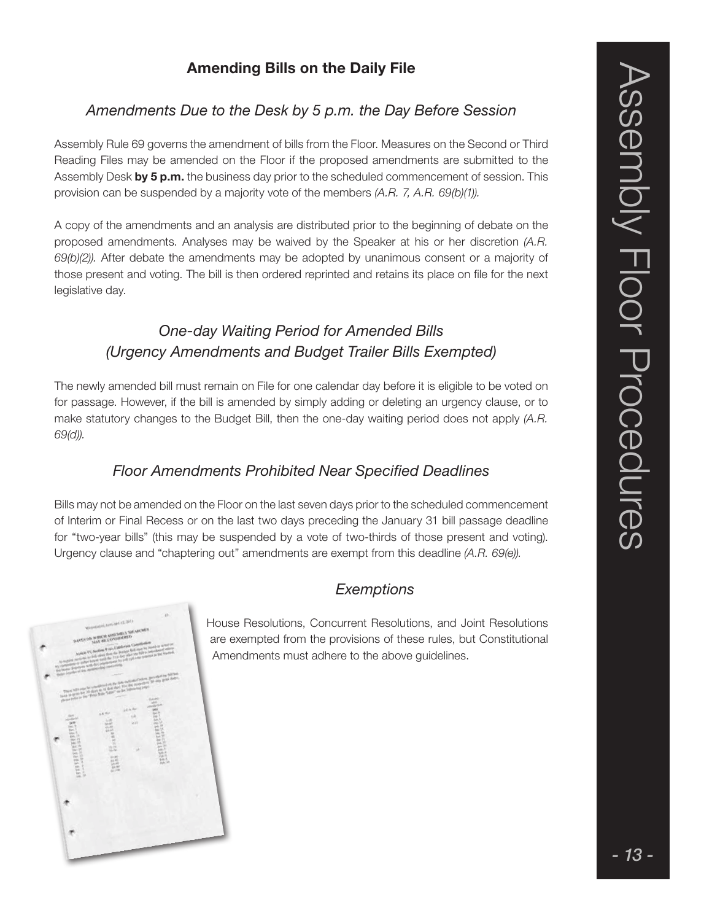## Amending Bills on the Daily File

### *Amendments Due to the Desk by 5 p.m. the Day Before Session*

Assembly Rule 69 governs the amendment of bills from the Floor. Measures on the Second or Third Reading Files may be amended on the Floor if the proposed amendments are submitted to the Assembly Desk **by 5 p.m.** the business day prior to the scheduled commencement of session. This provision can be suspended by a majority vote of the members *(A.R. 7, A.R. 69(b)(1)).*

A copy of the amendments and an analysis are distributed prior to the beginning of debate on the proposed amendments. Analyses may be waived by the Speaker at his or her discretion *(A.R. 69(b)(2)).* After debate the amendments may be adopted by unanimous consent or a majority of those present and voting. The bill is then ordered reprinted and retains its place on file for the next legislative day.

### *One-day Waiting Period for Amended Bills (Urgency Amendments and Budget Trailer Bills Exempted)*

The newly amended bill must remain on File for one calendar day before it is eligible to be voted on for passage. However, if the bill is amended by simply adding or deleting an urgency clause, or to make statutory changes to the Budget Bill, then the one-day waiting period does not apply *(A.R. 69(d)).*

### *Floor Amendments Prohibited Near Specified Deadlines*

Bills may not be amended on the Floor on the last seven days prior to the scheduled commencement of Interim or Final Recess or on the last two days preceding the January 31 bill passage deadline for "two-year bills" (this may be suspended by a vote of two-thirds of those present and voting). Urgency clause and "chaptering out" amendments are exempt from this deadline *(A.R. 69(e)).*

### *Exemptions*

House Resolutions, Concurrent Resolutions, and Joint Resolutions are exempted from the provisions of these rules, but Constitutional Amendments must adhere to the above guidelines.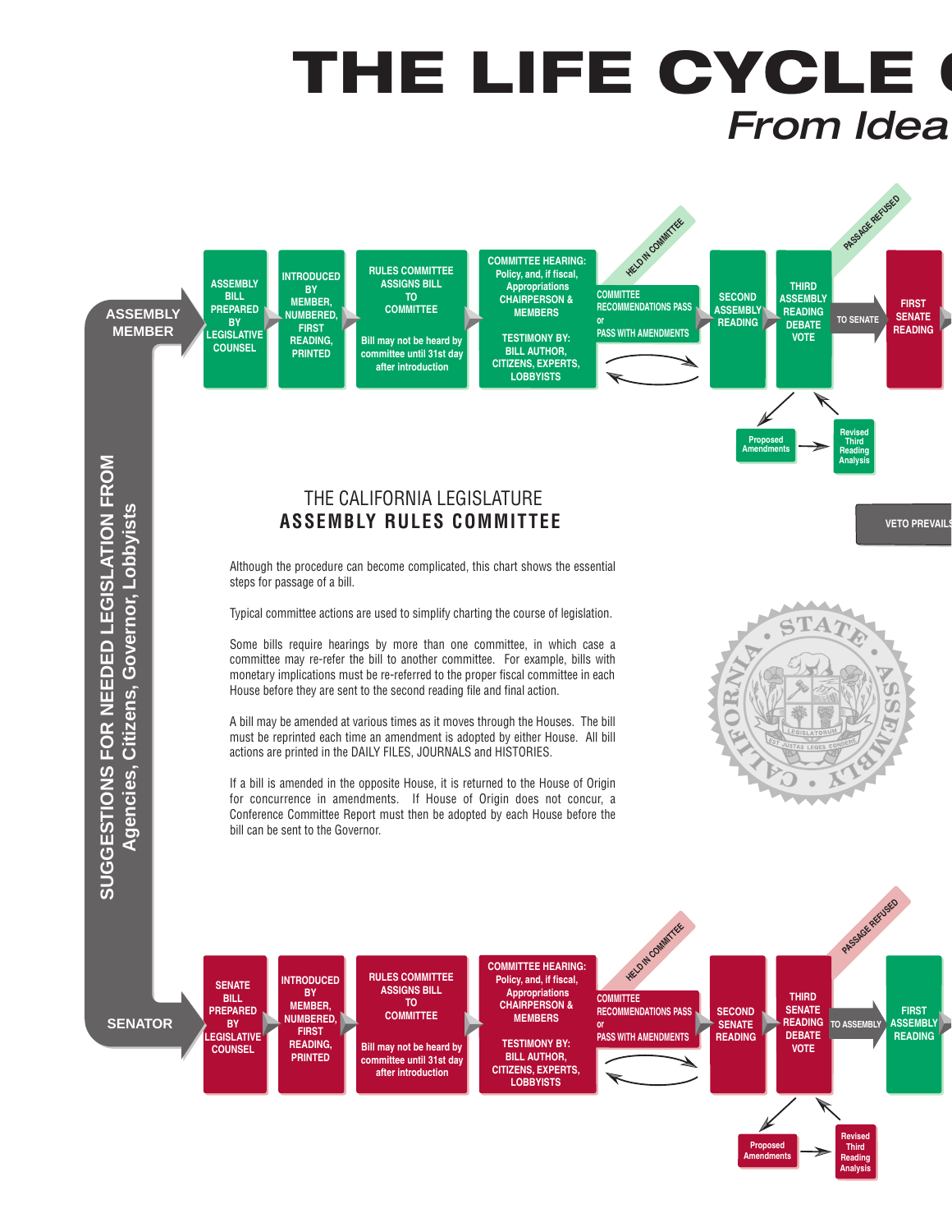# THE LIFE CYCLE

*From Idea*

SUGGESTIONS FOR NEEDED LEGISLATION FROM
Agencies, Citizens, Governor, Lobbyists

**ASSEMBLY MEMBER**

- ASSEMBLY BILL PREPARED BY LEGISLATIVE COUNSEL
- INTRODUCED BY MEMBER, NUMBERED, FIRST READING, PRINTED
- RULES COMMITTEE ASSIGNS BILL TO COMMITTEE — Bill may not be heard by committee until 31st day after introduction
- COMMITTEE HEARING: Policy, and, if fiscal, Appropriations CHAIRPERSON & MEMBERS — TESTIMONY BY: BILL AUTHOR, CITIZENS, EXPERTS, LOBBYISTS
- HELD IN COMMITTEE
- COMMITTEE RECOMMENDATIONS PASS or PASS WITH AMENDMENTS
- SECOND ASSEMBLY READING
- THIRD ASSEMBLY READING DEBATE VOTE
- Proposed Amendments → Revised Third Reading Analysis
- PASSAGE REFUSED
- TO SENATE
- FIRST SENATE READING

VETO PREVAILS

**SENATOR**

- SENATE BILL PREPARED BY LEGISLATIVE COUNSEL
- INTRODUCED BY MEMBER, NUMBERED, FIRST READING, PRINTED
- RULES COMMITTEE ASSIGNS BILL TO COMMITTEE — Bill may not be heard by committee until 31st day after introduction
- COMMITTEE HEARING: Policy, and, if fiscal, Appropriations CHAIRPERSON & MEMBERS — TESTIMONY BY: BILL AUTHOR, CITIZENS, EXPERTS, LOBBYISTS
- HELD IN COMMITTEE
- COMMITTEE RECOMMENDATIONS PASS or PASS WITH AMENDMENTS
- SECOND SENATE READING
- THIRD SENATE READING DEBATE VOTE
- Proposed Amendments → Revised Third Reading Analysis
- PASSAGE REFUSED
- TO ASSEMBLY
- FIRST ASSEMBLY READING

## THE CALIFORNIA LEGISLATURE
## ASSEMBLY RULES COMMITTEE

Although the procedure can become complicated, this chart shows the essential steps for passage of a bill.

Typical committee actions are used to simplify charting the course of legislation.

Some bills require hearings by more than one committee, in which case a committee may re-refer the bill to another committee. For example, bills with monetary implications must be re-referred to the proper fiscal committee in each House before they are sent to the second reading file and final action.

A bill may be amended at various times as it moves through the Houses. The bill must be reprinted each time an amendment is adopted by either House. All bill actions are printed in the DAILY FILES, JOURNALS and HISTORIES.

If a bill is amended in the opposite House, it is returned to the House of Origin for concurrence in amendments. If House of Origin does not concur, a Conference Committee Report must then be adopted by each House before the bill can be sent to the Governor.

STATE ASSEMBLY CALIFORNIA — LEGISLATORUM — EST JUSTAS LEGES CONDERE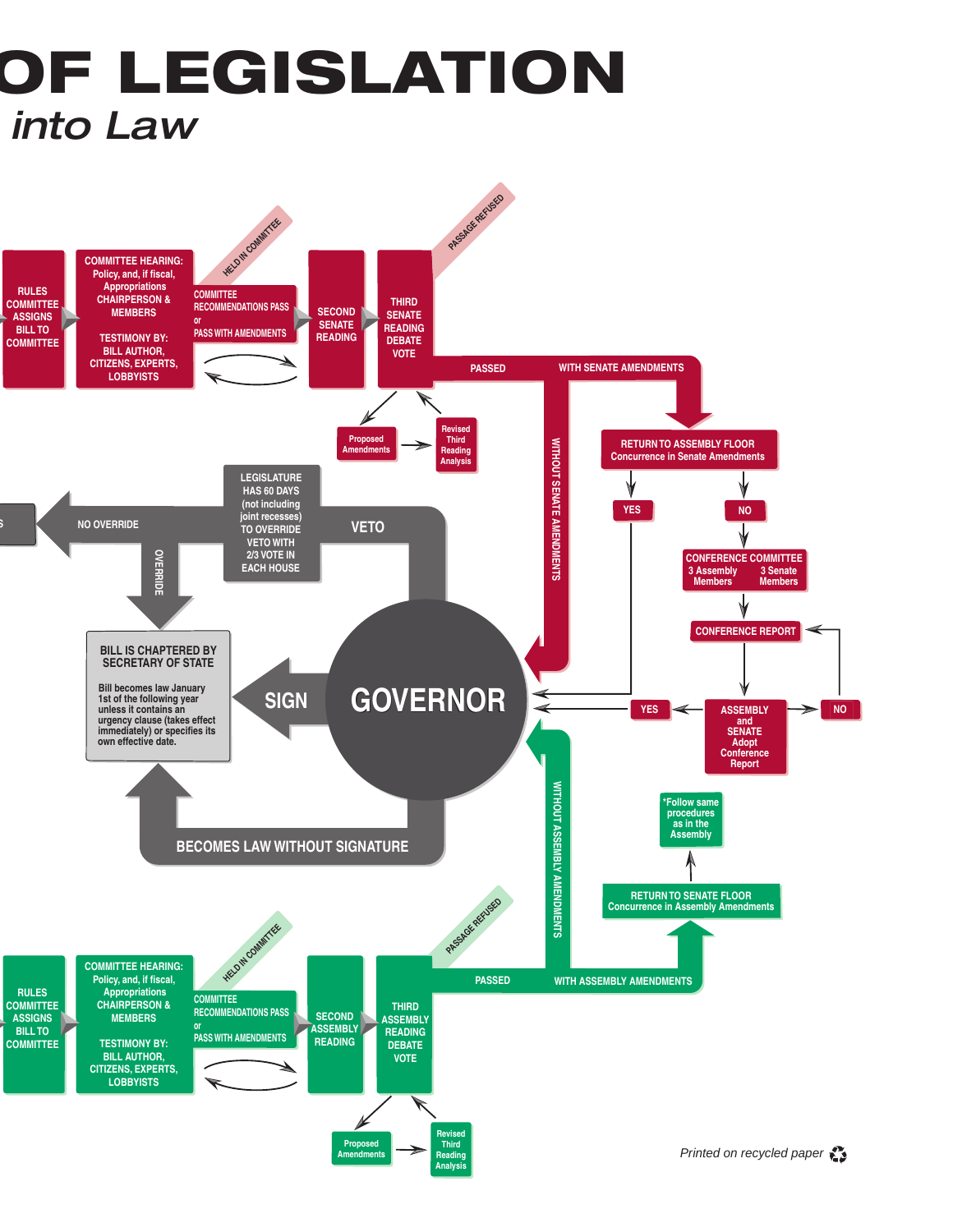# OF LEGISLATION

## *into Law*

RULES COMMITTEE ASSIGNS BILL TO COMMITTEE

COMMITTEE HEARING: Policy, and, if fiscal, Appropriations CHAIRPERSON & MEMBERS

TESTIMONY BY: BILL AUTHOR, CITIZENS, EXPERTS, LOBBYISTS

HELD IN COMMITTEE

COMMITTEE RECOMMENDATIONS PASS or PASS WITH AMENDMENTS

SECOND SENATE READING

THIRD SENATE READING DEBATE VOTE

PASSAGE REFUSED

Proposed Amendments

Revised Third Reading Analysis

PASSED

WITH SENATE AMENDMENTS

WITHOUT SENATE AMENDMENTS

RETURN TO ASSEMBLY FLOOR Concurrence in Senate Amendments

YES

NO

CONFERENCE COMMITTEE 3 Assembly Members 3 Senate Members

CONFERENCE REPORT

ASSEMBLY and SENATE Adopt Conference Report

YES

NO

LEGISLATURE HAS 60 DAYS (not including joint recesses) TO OVERRIDE VETO WITH 2/3 VOTE IN EACH HOUSE

VETO

NO OVERRIDE

OVERRIDE

GOVERNOR

SIGN

BILL IS CHAPTERED BY SECRETARY OF STATE

Bill becomes law January 1st of the following year unless it contains an urgency clause (takes effect immediately) or specifies its own effective date.

BECOMES LAW WITHOUT SIGNATURE

*Follow same procedures as in the Assembly

RETURN TO SENATE FLOOR Concurrence in Assembly Amendments

WITHOUT ASSEMBLY AMENDMENTS

PASSED

WITH ASSEMBLY AMENDMENTS

RULES COMMITTEE ASSIGNS BILL TO COMMITTEE

COMMITTEE HEARING: Policy, and, if fiscal, Appropriations CHAIRPERSON & MEMBERS

TESTIMONY BY: BILL AUTHOR, CITIZENS, EXPERTS, LOBBYISTS

HELD IN COMMITTEE

COMMITTEE RECOMMENDATIONS PASS or PASS WITH AMENDMENTS

SECOND ASSEMBLY READING

THIRD ASSEMBLY READING DEBATE VOTE

PASSAGE REFUSED

Proposed Amendments

Revised Third Reading Analysis

*Printed on recycled paper*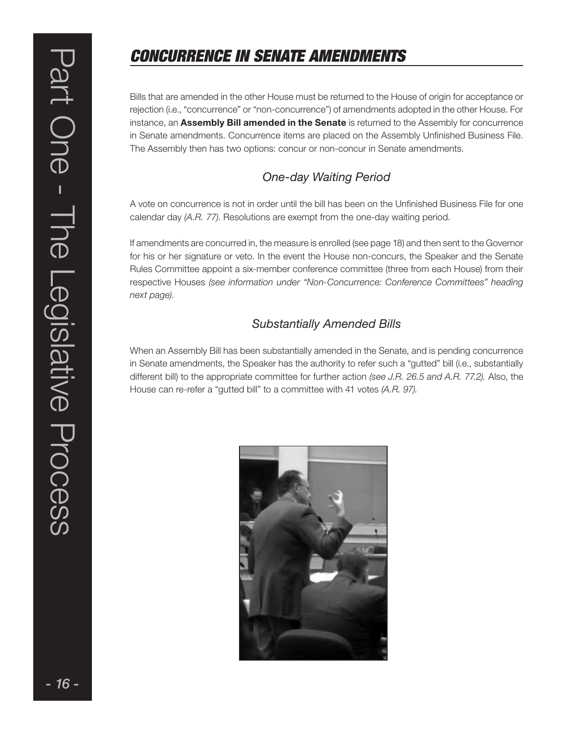## CONCURRENCE IN SENATE AMENDMENTS

Bills that are amended in the other House must be returned to the House of origin for acceptance or rejection (i.e., "concurrence" or "non-concurrence") of amendments adopted in the other House. For instance, an **Assembly Bill amended in the Senate** is returned to the Assembly for concurrence in Senate amendments. Concurrence items are placed on the Assembly Unfinished Business File. The Assembly then has two options: concur or non-concur in Senate amendments.

### *One-day Waiting Period*

A vote on concurrence is not in order until the bill has been on the Unfinished Business File for one calendar day *(A.R. 77)*. Resolutions are exempt from the one-day waiting period.

If amendments are concurred in, the measure is enrolled (see page 18) and then sent to the Governor for his or her signature or veto. In the event the House non-concurs, the Speaker and the Senate Rules Committee appoint a six-member conference committee (three from each House) from their respective Houses *(see information under "Non-Concurrence: Conference Committees" heading next page)*.

### *Substantially Amended Bills*

When an Assembly Bill has been substantially amended in the Senate, and is pending concurrence in Senate amendments, the Speaker has the authority to refer such a "gutted" bill (i.e., substantially different bill) to the appropriate committee for further action *(see J.R. 26.5 and A.R. 77.2).* Also, the House can re-refer a "gutted bill" to a committee with 41 votes *(A.R. 97).*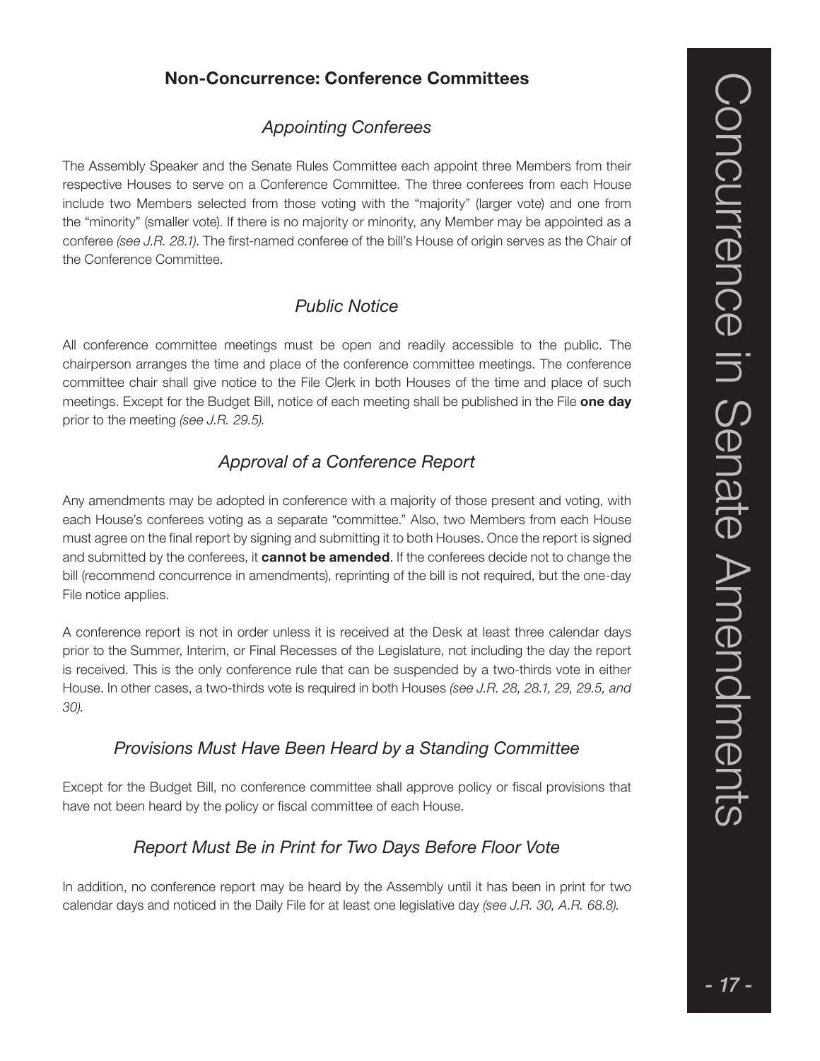## Non-Concurrence: Conference Committees

### *Appointing Conferees*

The Assembly Speaker and the Senate Rules Committee each appoint three Members from their respective Houses to serve on a Conference Committee. The three conferees from each House include two Members selected from those voting with the "majority" (larger vote) and one from the "minority" (smaller vote). If there is no majority or minority, any Member may be appointed as a conferee *(see J.R. 28.1)*. The first-named conferee of the bill's House of origin serves as the Chair of the Conference Committee.

### *Public Notice*

All conference committee meetings must be open and readily accessible to the public. The chairperson arranges the time and place of the conference committee meetings. The conference committee chair shall give notice to the File Clerk in both Houses of the time and place of such meetings. Except for the Budget Bill, notice of each meeting shall be published in the File **one day** prior to the meeting *(see J.R. 29.5).*

### *Approval of a Conference Report*

Any amendments may be adopted in conference with a majority of those present and voting, with each House's conferees voting as a separate "committee." Also, two Members from each House must agree on the final report by signing and submitting it to both Houses. Once the report is signed and submitted by the conferees, it **cannot be amended**. If the conferees decide not to change the bill (recommend concurrence in amendments), reprinting of the bill is not required, but the one-day File notice applies.

A conference report is not in order unless it is received at the Desk at least three calendar days prior to the Summer, Interim, or Final Recesses of the Legislature, not including the day the report is received. This is the only conference rule that can be suspended by a two-thirds vote in either House. In other cases, a two-thirds vote is required in both Houses *(see J.R. 28, 28.1, 29, 29.5, and 30).*

### *Provisions Must Have Been Heard by a Standing Committee*

Except for the Budget Bill, no conference committee shall approve policy or fiscal provisions that have not been heard by the policy or fiscal committee of each House.

### *Report Must Be in Print for Two Days Before Floor Vote*

In addition, no conference report may be heard by the Assembly until it has been in print for two calendar days and noticed in the Daily File for at least one legislative day *(see J.R. 30, A.R. 68.8).*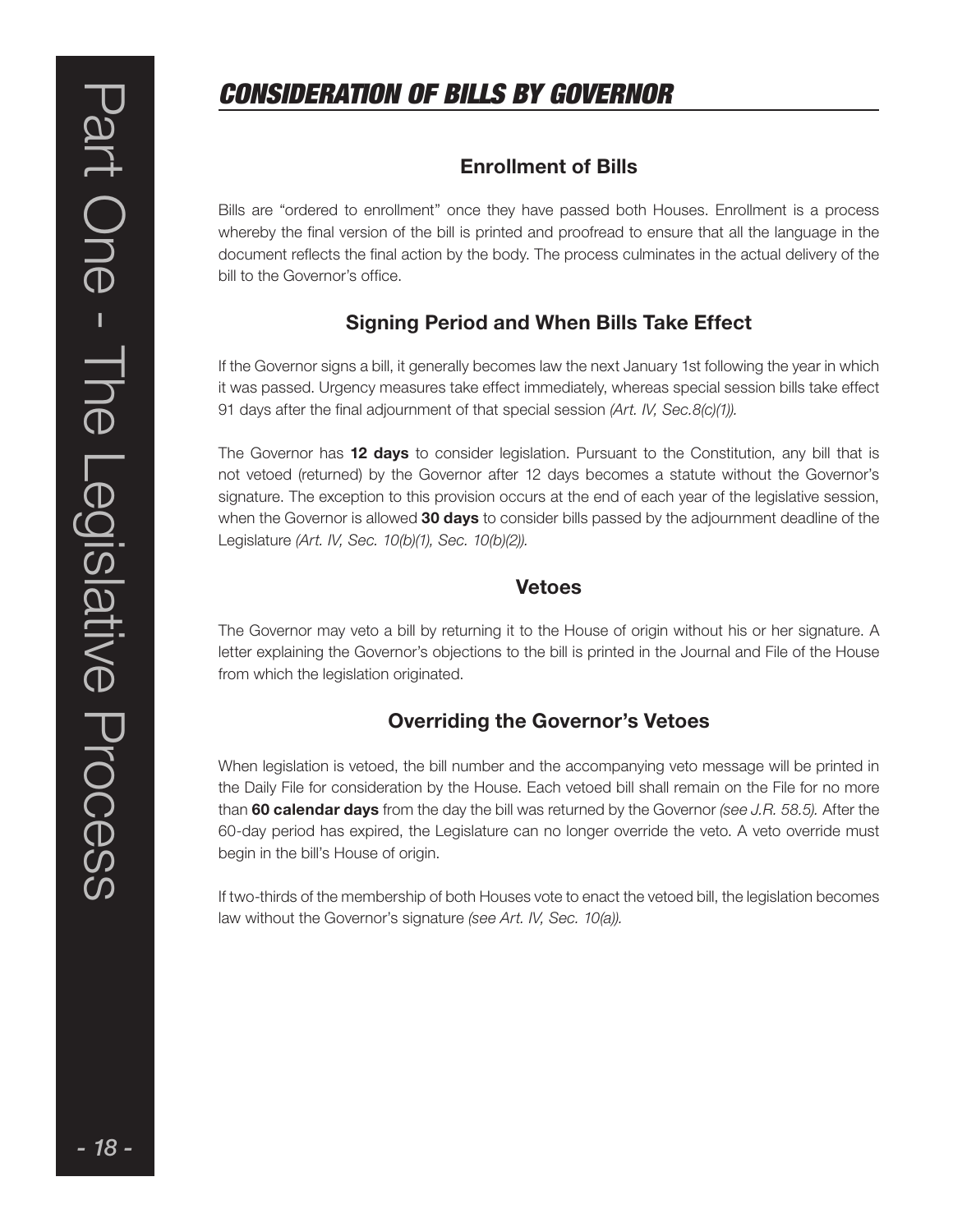# CONSIDERATION OF BILLS BY GOVERNOR

## Enrollment of Bills

Bills are "ordered to enrollment" once they have passed both Houses. Enrollment is a process whereby the final version of the bill is printed and proofread to ensure that all the language in the document reflects the final action by the body. The process culminates in the actual delivery of the bill to the Governor's office.

## Signing Period and When Bills Take Effect

If the Governor signs a bill, it generally becomes law the next January 1st following the year in which it was passed. Urgency measures take effect immediately, whereas special session bills take effect 91 days after the final adjournment of that special session *(Art. IV, Sec.8(c)(1)).*

The Governor has **12 days** to consider legislation. Pursuant to the Constitution, any bill that is not vetoed (returned) by the Governor after 12 days becomes a statute without the Governor's signature. The exception to this provision occurs at the end of each year of the legislative session, when the Governor is allowed **30 days** to consider bills passed by the adjournment deadline of the Legislature *(Art. IV, Sec. 10(b)(1), Sec. 10(b)(2)).*

## Vetoes

The Governor may veto a bill by returning it to the House of origin without his or her signature. A letter explaining the Governor's objections to the bill is printed in the Journal and File of the House from which the legislation originated.

## Overriding the Governor's Vetoes

When legislation is vetoed, the bill number and the accompanying veto message will be printed in the Daily File for consideration by the House. Each vetoed bill shall remain on the File for no more than **60 calendar days** from the day the bill was returned by the Governor *(see J.R. 58.5).* After the 60-day period has expired, the Legislature can no longer override the veto. A veto override must begin in the bill's House of origin.

If two-thirds of the membership of both Houses vote to enact the vetoed bill, the legislation becomes law without the Governor's signature *(see Art. IV, Sec. 10(a)).*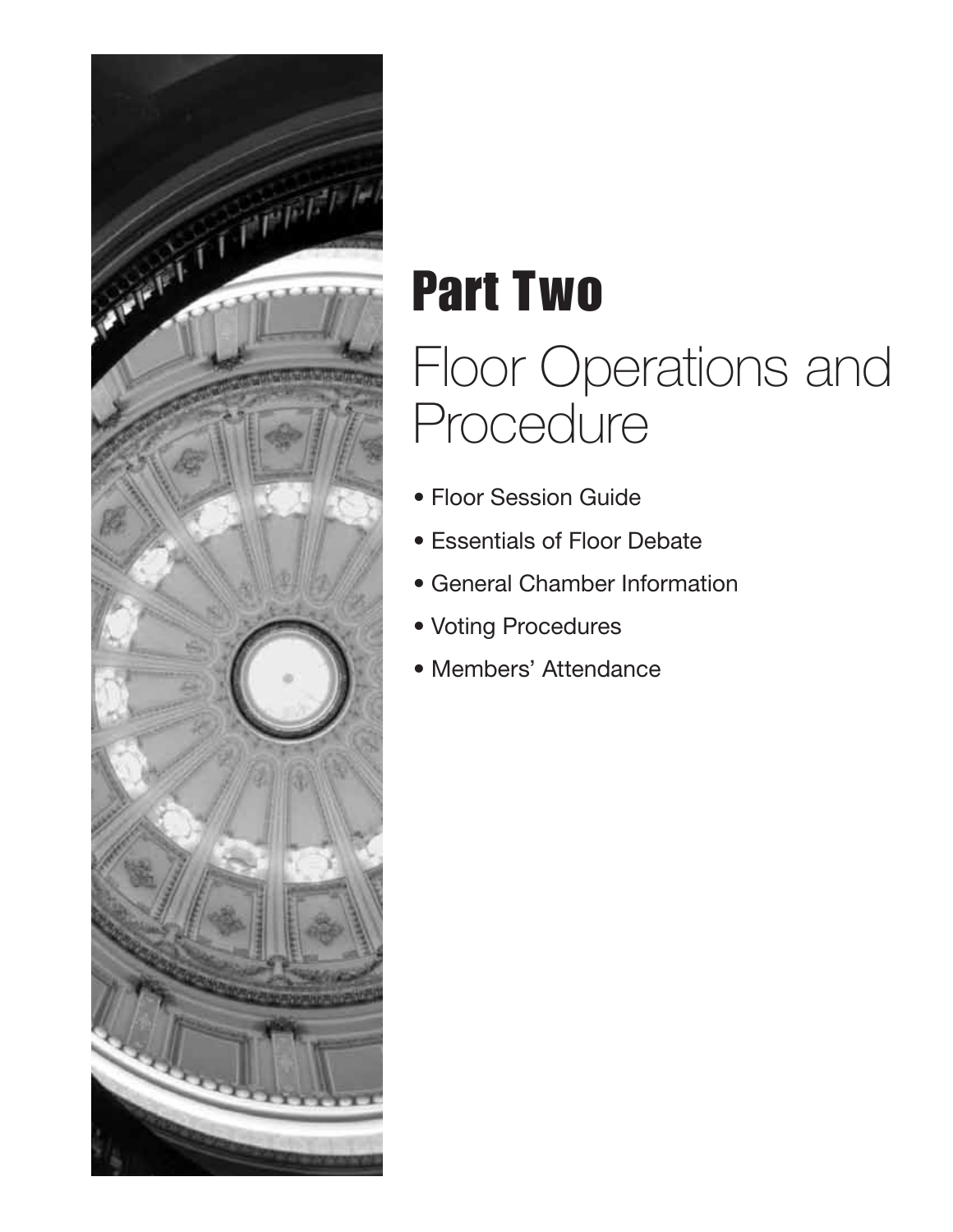# Part Two

## Floor Operations and Procedure

- Floor Session Guide
- Essentials of Floor Debate
- General Chamber Information
- Voting Procedures
- Members' Attendance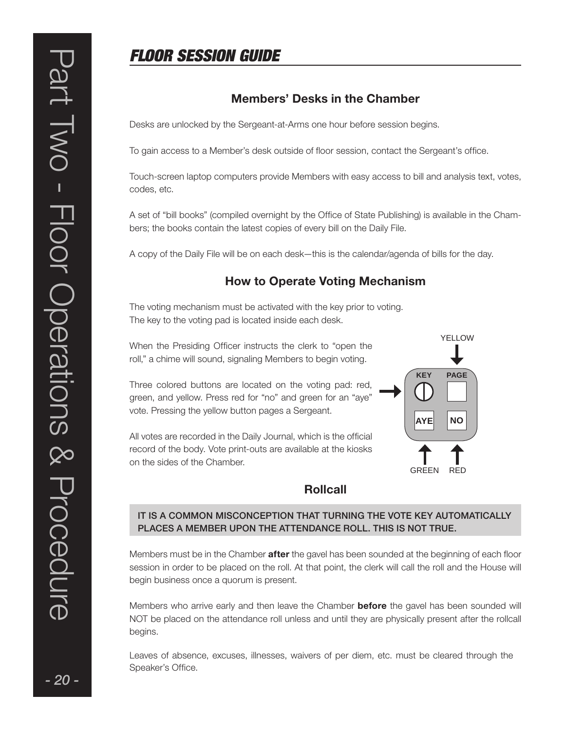## *FLOOR SESSION GUIDE*

### Members' Desks in the Chamber

Desks are unlocked by the Sergeant-at-Arms one hour before session begins.

To gain access to a Member's desk outside of floor session, contact the Sergeant's office.

Touch-screen laptop computers provide Members with easy access to bill and analysis text, votes, codes, etc.

A set of "bill books" (compiled overnight by the Office of State Publishing) is available in the Chambers; the books contain the latest copies of every bill on the Daily File.

A copy of the Daily File will be on each desk—this is the calendar/agenda of bills for the day.

### How to Operate Voting Mechanism

The voting mechanism must be activated with the key prior to voting.
The key to the voting pad is located inside each desk.

When the Presiding Officer instructs the clerk to "open the roll," a chime will sound, signaling Members to begin voting.

Three colored buttons are located on the voting pad: red, green, and yellow. Press red for "no" and green for an "aye" vote. Pressing the yellow button pages a Sergeant.

All votes are recorded in the Daily Journal, which is the official record of the body. Vote print-outs are available at the kiosks on the sides of the Chamber.

YELLOW

KEY PAGE

AYE NO

GREEN RED

### Rollcall

**IT IS A COMMON MISCONCEPTION THAT TURNING THE VOTE KEY AUTOMATICALLY PLACES A MEMBER UPON THE ATTENDANCE ROLL. THIS IS NOT TRUE.**

Members must be in the Chamber **after** the gavel has been sounded at the beginning of each floor session in order to be placed on the roll. At that point, the clerk will call the roll and the House will begin business once a quorum is present.

Members who arrive early and then leave the Chamber **before** the gavel has been sounded will NOT be placed on the attendance roll unless and until they are physically present after the rollcall begins.

Leaves of absence, excuses, illnesses, waivers of per diem, etc. must be cleared through the Speaker's Office.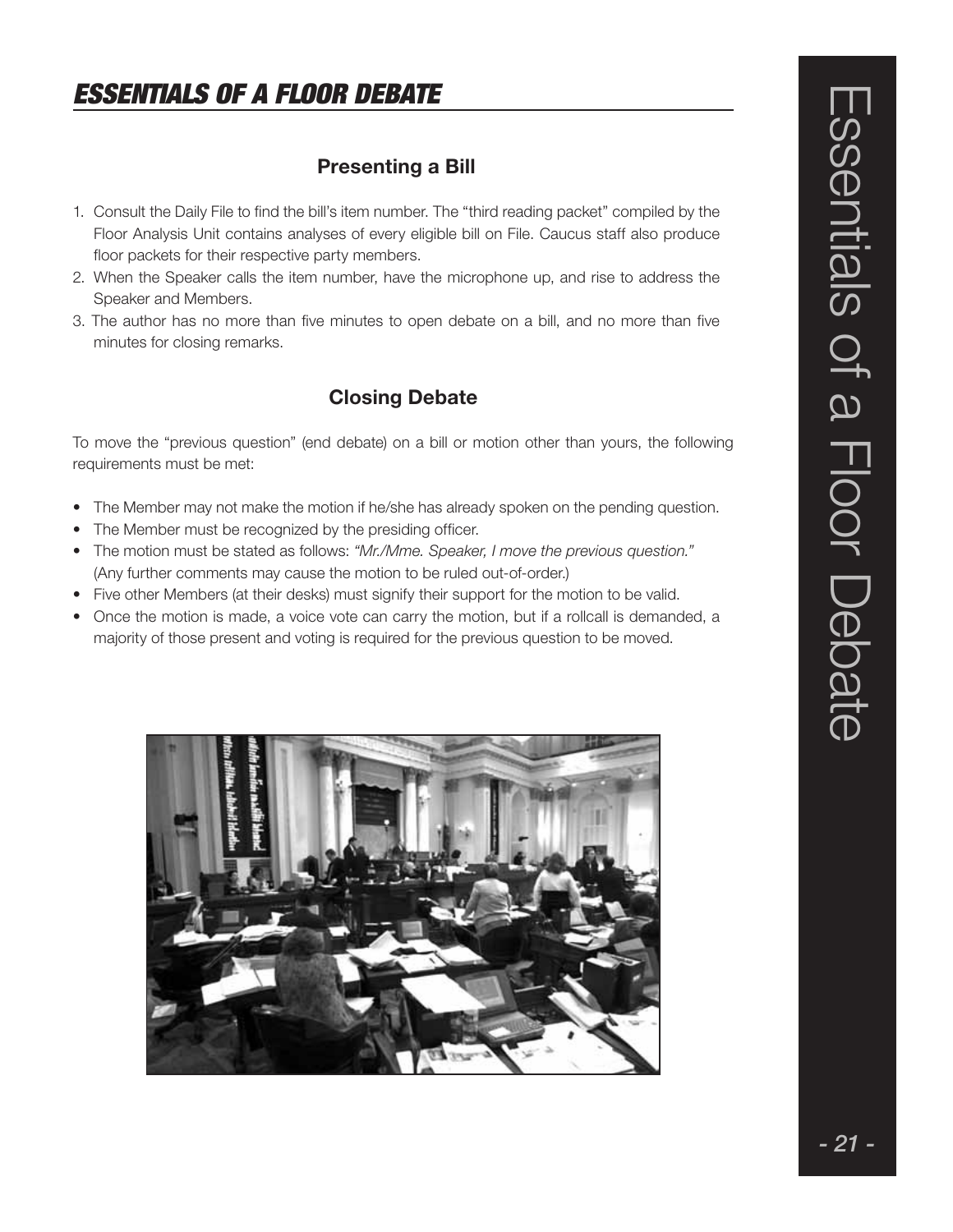## *ESSENTIALS OF A FLOOR DEBATE*

### Presenting a Bill

1. Consult the Daily File to find the bill's item number. The "third reading packet" compiled by the Floor Analysis Unit contains analyses of every eligible bill on File. Caucus staff also produce floor packets for their respective party members.
2. When the Speaker calls the item number, have the microphone up, and rise to address the Speaker and Members.
3. The author has no more than five minutes to open debate on a bill, and no more than five minutes for closing remarks.

### Closing Debate

To move the "previous question" (end debate) on a bill or motion other than yours, the following requirements must be met:

- The Member may not make the motion if he/she has already spoken on the pending question.
- The Member must be recognized by the presiding officer.
- The motion must be stated as follows: *"Mr./Mme. Speaker, I move the previous question."* (Any further comments may cause the motion to be ruled out-of-order.)
- Five other Members (at their desks) must signify their support for the motion to be valid.
- Once the motion is made, a voice vote can carry the motion, but if a rollcall is demanded, a majority of those present and voting is required for the previous question to be moved.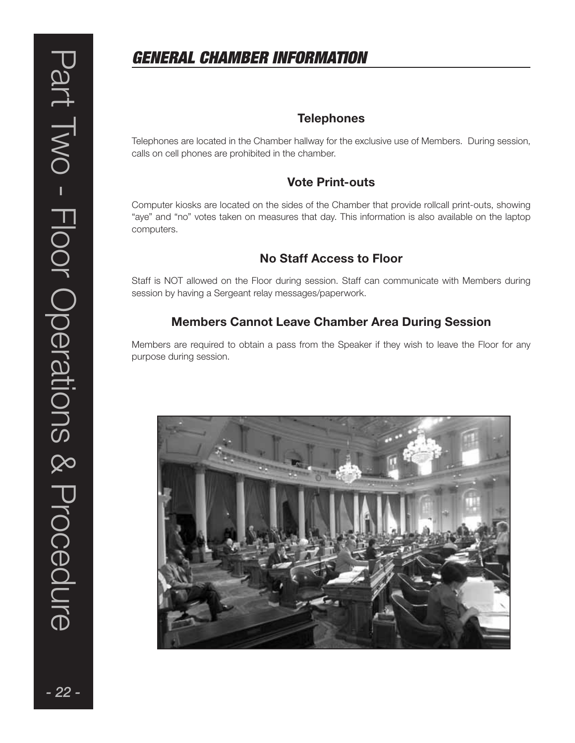## GENERAL CHAMBER INFORMATION

### Telephones

Telephones are located in the Chamber hallway for the exclusive use of Members. During session, calls on cell phones are prohibited in the chamber.

### Vote Print-outs

Computer kiosks are located on the sides of the Chamber that provide rollcall print-outs, showing "aye" and "no" votes taken on measures that day. This information is also available on the laptop computers.

### No Staff Access to Floor

Staff is NOT allowed on the Floor during session. Staff can communicate with Members during session by having a Sergeant relay messages/paperwork.

### Members Cannot Leave Chamber Area During Session

Members are required to obtain a pass from the Speaker if they wish to leave the Floor for any purpose during session.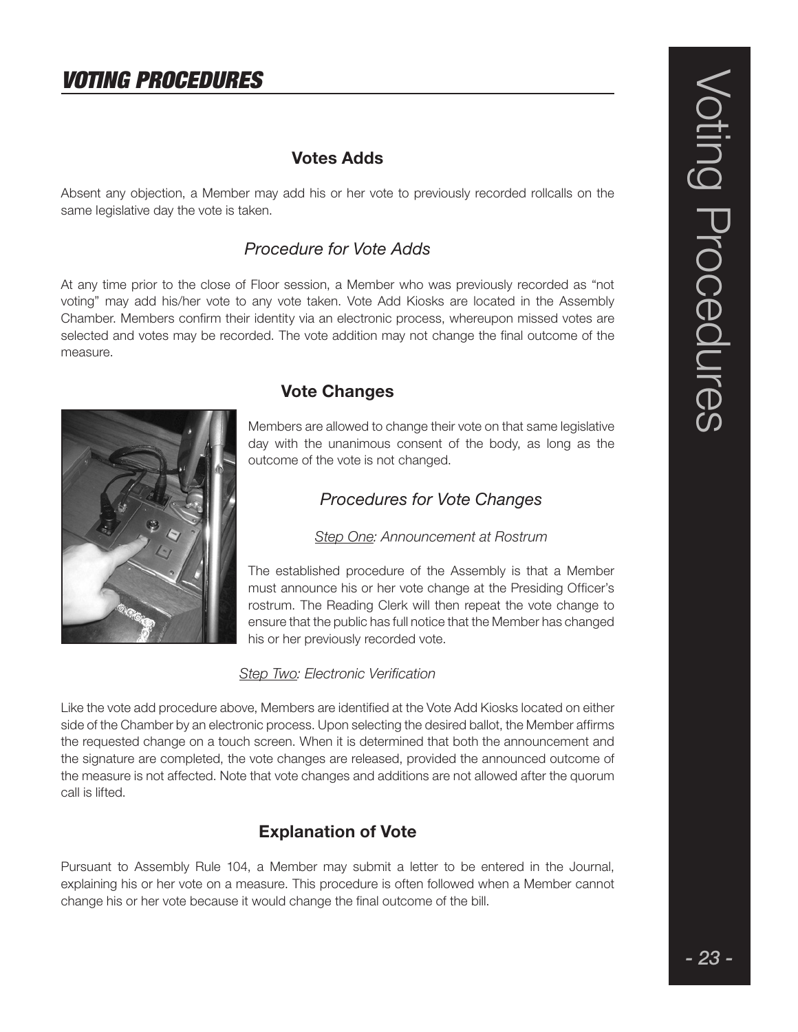# VOTING PROCEDURES

## Votes Adds

Absent any objection, a Member may add his or her vote to previously recorded rollcalls on the same legislative day the vote is taken.

### *Procedure for Vote Adds*

At any time prior to the close of Floor session, a Member who was previously recorded as "not voting" may add his/her vote to any vote taken. Vote Add Kiosks are located in the Assembly Chamber. Members confirm their identity via an electronic process, whereupon missed votes are selected and votes may be recorded. The vote addition may not change the final outcome of the measure.

## Vote Changes

Members are allowed to change their vote on that same legislative day with the unanimous consent of the body, as long as the outcome of the vote is not changed.

### *Procedures for Vote Changes*

*Step One: Announcement at Rostrum*

The established procedure of the Assembly is that a Member must announce his or her vote change at the Presiding Officer's rostrum. The Reading Clerk will then repeat the vote change to ensure that the public has full notice that the Member has changed his or her previously recorded vote.

*Step Two: Electronic Verification*

Like the vote add procedure above, Members are identified at the Vote Add Kiosks located on either side of the Chamber by an electronic process. Upon selecting the desired ballot, the Member affirms the requested change on a touch screen. When it is determined that both the announcement and the signature are completed, the vote changes are released, provided the announced outcome of the measure is not affected. Note that vote changes and additions are not allowed after the quorum call is lifted.

## Explanation of Vote

Pursuant to Assembly Rule 104, a Member may submit a letter to be entered in the Journal, explaining his or her vote on a measure. This procedure is often followed when a Member cannot change his or her vote because it would change the final outcome of the bill.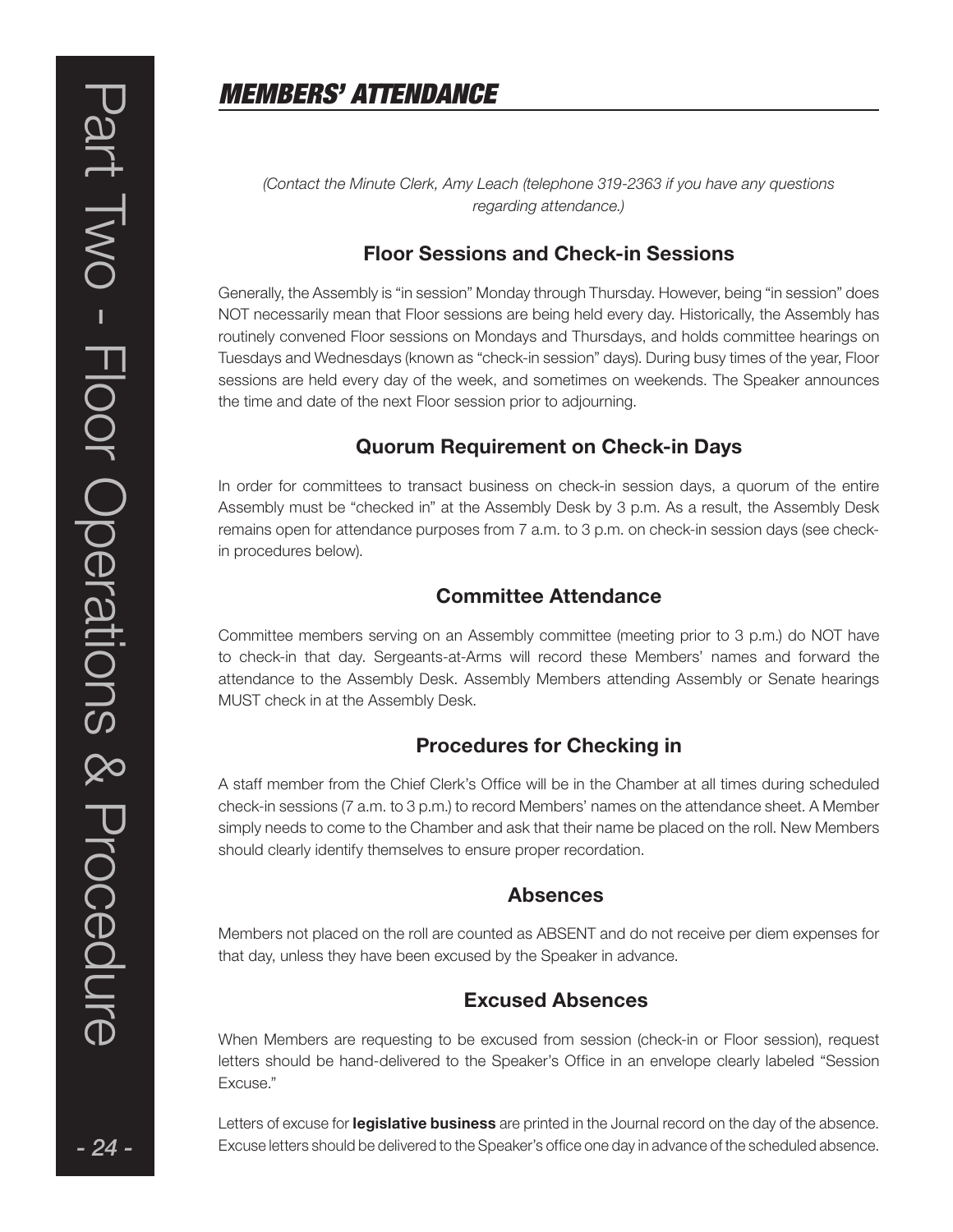## *MEMBERS' ATTENDANCE*

*(Contact the Minute Clerk, Amy Leach (telephone 319-2363 if you have any questions regarding attendance.)*

### Floor Sessions and Check-in Sessions

Generally, the Assembly is "in session" Monday through Thursday. However, being "in session" does NOT necessarily mean that Floor sessions are being held every day. Historically, the Assembly has routinely convened Floor sessions on Mondays and Thursdays, and holds committee hearings on Tuesdays and Wednesdays (known as "check-in session" days). During busy times of the year, Floor sessions are held every day of the week, and sometimes on weekends. The Speaker announces the time and date of the next Floor session prior to adjourning.

### Quorum Requirement on Check-in Days

In order for committees to transact business on check-in session days, a quorum of the entire Assembly must be "checked in" at the Assembly Desk by 3 p.m. As a result, the Assembly Desk remains open for attendance purposes from 7 a.m. to 3 p.m. on check-in session days (see check-in procedures below).

### Committee Attendance

Committee members serving on an Assembly committee (meeting prior to 3 p.m.) do NOT have to check-in that day. Sergeants-at-Arms will record these Members' names and forward the attendance to the Assembly Desk. Assembly Members attending Assembly or Senate hearings MUST check in at the Assembly Desk.

### Procedures for Checking in

A staff member from the Chief Clerk's Office will be in the Chamber at all times during scheduled check-in sessions (7 a.m. to 3 p.m.) to record Members' names on the attendance sheet. A Member simply needs to come to the Chamber and ask that their name be placed on the roll. New Members should clearly identify themselves to ensure proper recordation.

### Absences

Members not placed on the roll are counted as ABSENT and do not receive per diem expenses for that day, unless they have been excused by the Speaker in advance.

### Excused Absences

When Members are requesting to be excused from session (check-in or Floor session), request letters should be hand-delivered to the Speaker's Office in an envelope clearly labeled "Session Excuse."

Letters of excuse for **legislative business** are printed in the Journal record on the day of the absence. Excuse letters should be delivered to the Speaker's office one day in advance of the scheduled absence.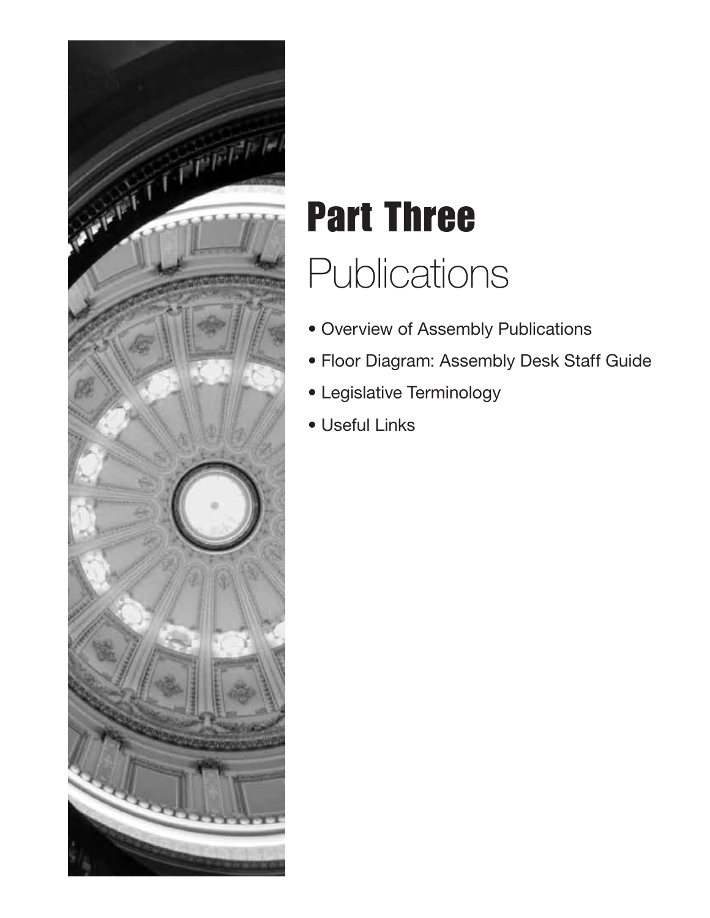# Part Three

## Publications

- Overview of Assembly Publications
- Floor Diagram: Assembly Desk Staff Guide
- Legislative Terminology
- Useful Links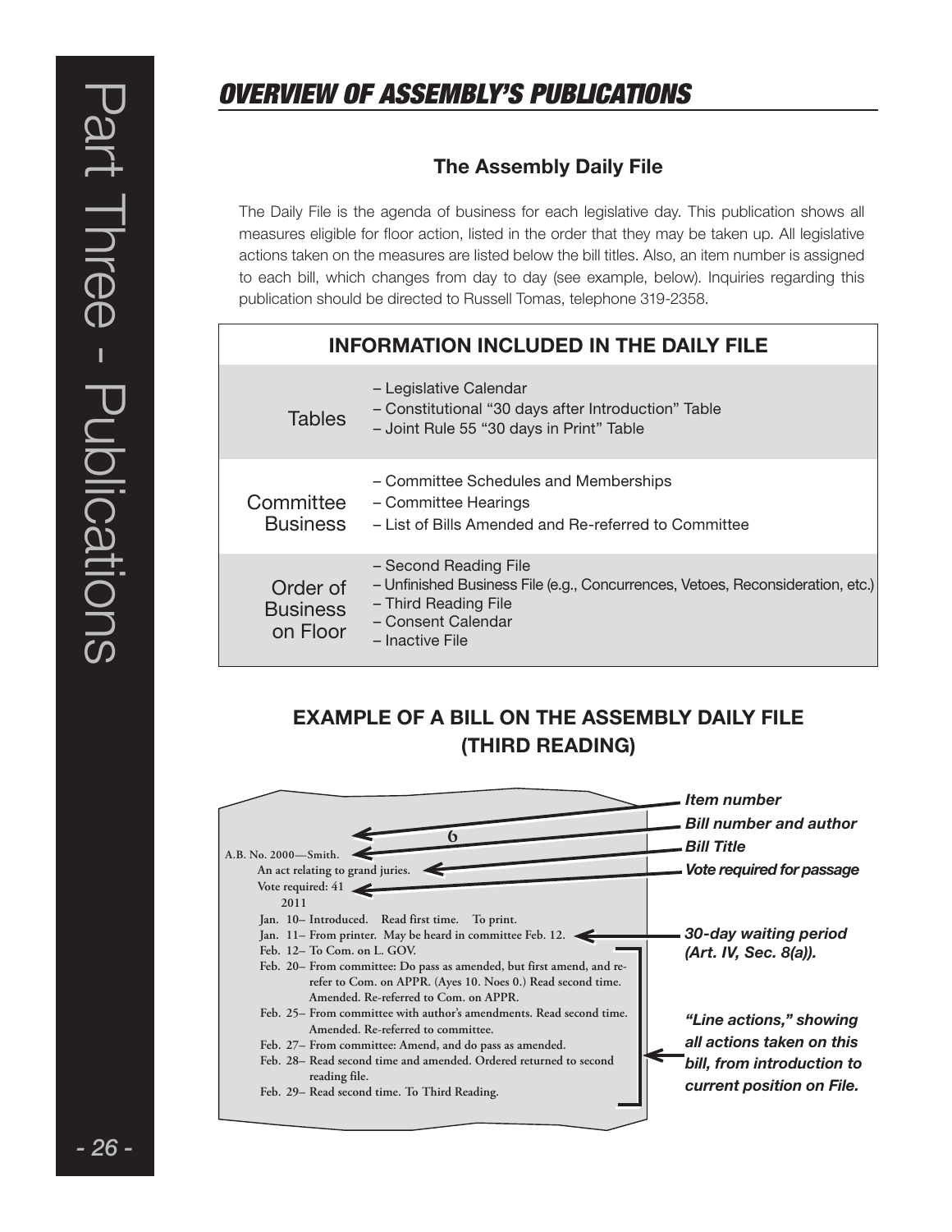## OVERVIEW OF ASSEMBLY'S PUBLICATIONS

### The Assembly Daily File

The Daily File is the agenda of business for each legislative day. This publication shows all measures eligible for floor action, listed in the order that they may be taken up. All legislative actions taken on the measures are listed below the bill titles. Also, an item number is assigned to each bill, which changes from day to day (see example, below). Inquiries regarding this publication should be directed to Russell Tomas, telephone 319-2358.

| INFORMATION INCLUDED IN THE DAILY FILE | |
|---|---|
| Tables | – Legislative Calendar<br>– Constitutional "30 days after Introduction" Table<br>– Joint Rule 55 "30 days in Print" Table |
| Committee Business | – Committee Schedules and Memberships<br>– Committee Hearings<br>– List of Bills Amended and Re-referred to Committee |
| Order of Business on Floor | – Second Reading File<br>– Unfinished Business File (e.g., Concurrences, Vetoes, Reconsideration, etc.)<br>– Third Reading File<br>– Consent Calendar<br>– Inactive File |

### EXAMPLE OF A BILL ON THE ASSEMBLY DAILY FILE (THIRD READING)

```
                         6                          ← Item number
A.B. No. 2000—Smith.                                ← Bill number and author
    An act relating to grand juries.                ← Bill Title
    Vote required: 41                               ← Vote required for passage
        2011
    Jan. 10– Introduced.  Read first time.  To print.
    Jan. 11– From printer. May be heard in committee Feb. 12.   ← 30-day waiting period (Art. IV, Sec. 8(a)).
    Feb. 12– To Com. on L. GOV.
    Feb. 20– From committee: Do pass as amended, but first amend, and re-
             refer to Com. on APPR. (Ayes 10. Noes 0.) Read second time.
             Amended. Re-referred to Com. on APPR.
    Feb. 25– From committee with author's amendments. Read second time.
             Amended. Re-referred to committee.
    Feb. 27– From committee: Amend, and do pass as amended.
    Feb. 28– Read second time and amended. Ordered returned to second
             reading file.
    Feb. 29– Read second time. To Third Reading.
```

*"Line actions," showing all actions taken on this bill, from introduction to current position on File.*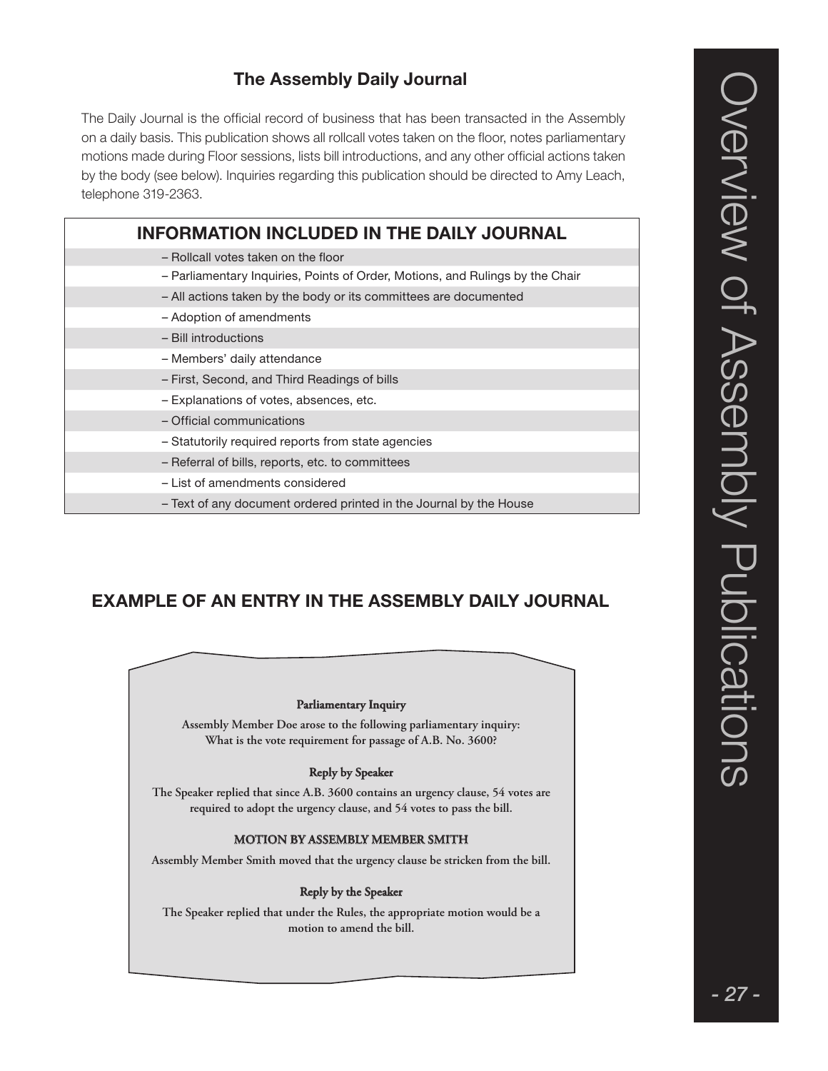## The Assembly Daily Journal

The Daily Journal is the official record of business that has been transacted in the Assembly on a daily basis. This publication shows all rollcall votes taken on the floor, notes parliamentary motions made during Floor sessions, lists bill introductions, and any other official actions taken by the body (see below). Inquiries regarding this publication should be directed to Amy Leach, telephone 319-2363.

| INFORMATION INCLUDED IN THE DAILY JOURNAL |
| --- |
| – Rollcall votes taken on the floor |
| – Parliamentary Inquiries, Points of Order, Motions, and Rulings by the Chair |
| – All actions taken by the body or its committees are documented |
| – Adoption of amendments |
| – Bill introductions |
| – Members' daily attendance |
| – First, Second, and Third Readings of bills |
| – Explanations of votes, absences, etc. |
| – Official communications |
| – Statutorily required reports from state agencies |
| – Referral of bills, reports, etc. to committees |
| – List of amendments considered |
| – Text of any document ordered printed in the Journal by the House |

## EXAMPLE OF AN ENTRY IN THE ASSEMBLY DAILY JOURNAL

**Parliamentary Inquiry**

**Assembly Member Doe arose to the following parliamentary inquiry: What is the vote requirement for passage of A.B. No. 3600?**

**Reply by Speaker**

**The Speaker replied that since A.B. 3600 contains an urgency clause, 54 votes are required to adopt the urgency clause, and 54 votes to pass the bill.**

**MOTION BY ASSEMBLY MEMBER SMITH**

**Assembly Member Smith moved that the urgency clause be stricken from the bill.**

**Reply by the Speaker**

**The Speaker replied that under the Rules, the appropriate motion would be a motion to amend the bill.**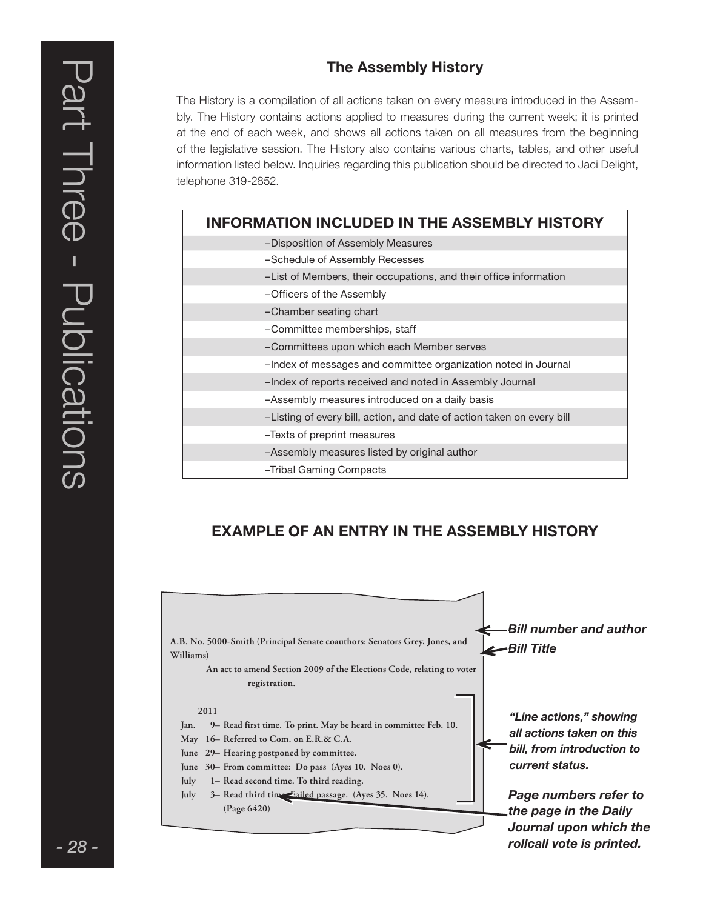## The Assembly History

The History is a compilation of all actions taken on every measure introduced in the Assembly. The History contains actions applied to measures during the current week; it is printed at the end of each week, and shows all actions taken on all measures from the beginning of the legislative session. The History also contains various charts, tables, and other useful information listed below. Inquiries regarding this publication should be directed to Jaci Delight, telephone 319-2852.

| INFORMATION INCLUDED IN THE ASSEMBLY HISTORY |
| --- |
| –Disposition of Assembly Measures |
| –Schedule of Assembly Recesses |
| –List of Members, their occupations, and their office information |
| –Officers of the Assembly |
| –Chamber seating chart |
| –Committee memberships, staff |
| –Committees upon which each Member serves |
| –Index of messages and committee organization noted in Journal |
| –Index of reports received and noted in Assembly Journal |
| –Assembly measures introduced on a daily basis |
| –Listing of every bill, action, and date of action taken on every bill |
| –Texts of preprint measures |
| –Assembly measures listed by original author |
| –Tribal Gaming Compacts |

## EXAMPLE OF AN ENTRY IN THE ASSEMBLY HISTORY

**A.B. No. 5000-Smith (Principal Senate coauthors: Senators Grey, Jones, and Williams)** ← *Bill number and author*

**An act to amend Section 2009 of the Elections Code, relating to voter registration.** ← *Bill Title*

**2011**

- **Jan. 9– Read first time. To print. May be heard in committee Feb. 10.**
- **May 16– Referred to Com. on E.R.& C.A.**
- **June 29– Hearing postponed by committee.**
- **June 30– From committee: Do pass (Ayes 10. Noes 0).**
- **July 1– Read second time. To third reading.**
- **July 3– Read third time. Failed passage. (Ayes 35. Noes 14). (Page 6420)**

***"Line actions," showing all actions taken on this bill, from introduction to current status.***

***Page numbers refer to the page in the Daily Journal upon which the rollcall vote is printed.***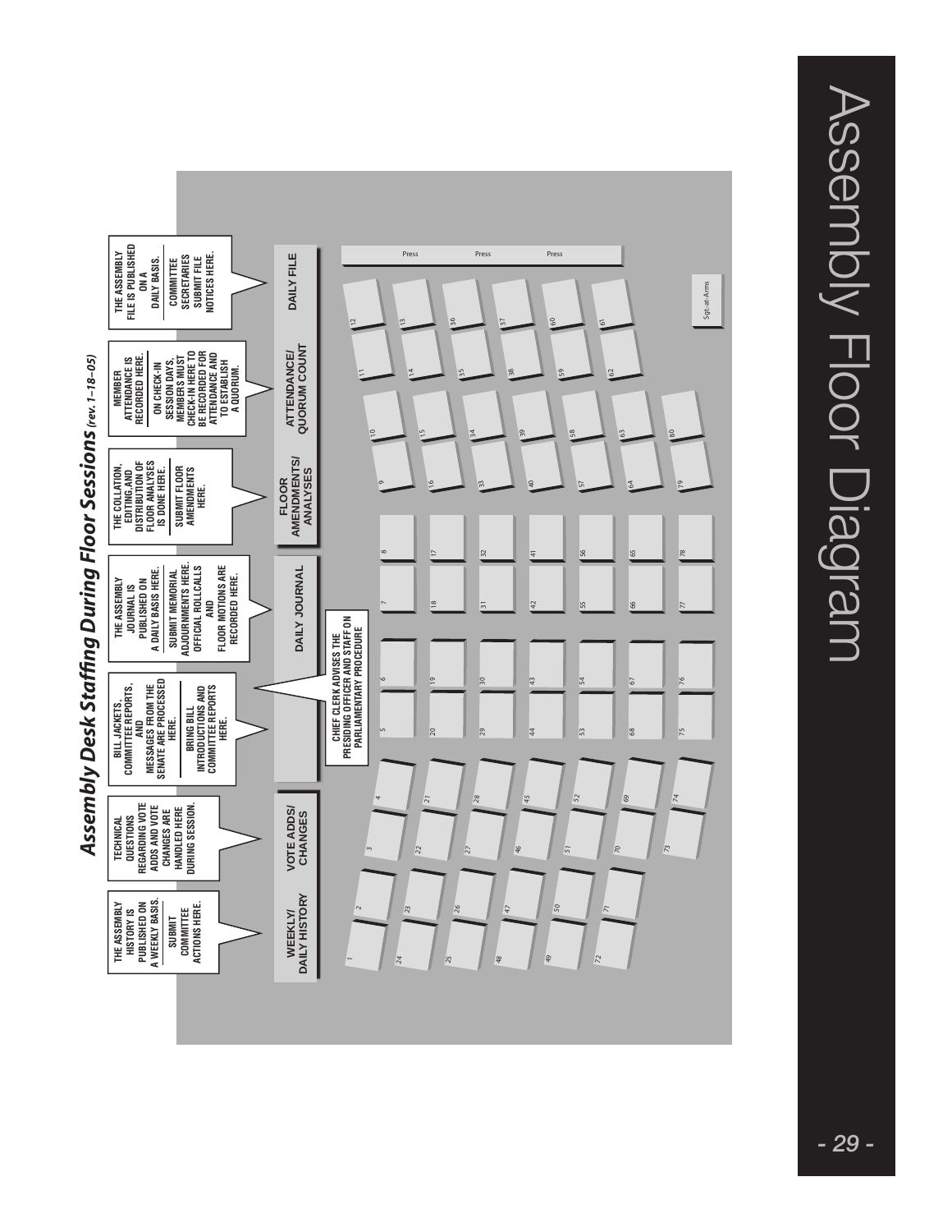# Assembly Floor Diagram

## Assembly Desk Staffing During Floor Sessions *(rev. 1–18–05)*

**WEEKLY/ DAILY HISTORY**

THE ASSEMBLY HISTORY IS PUBLISHED ON A WEEKLY BASIS.

SUBMIT COMMITTEE ACTIONS HERE.

**VOTE ADDS/ CHANGES**

TECHNICAL QUESTIONS REGARDING VOTE ADDS AND VOTE CHANGES ARE HANDLED HERE DURING SESSION.

BILL JACKETS, COMMITTEE REPORTS, AND MESSAGES FROM THE SENATE ARE PROCESSED HERE.

BRING BILL INTRODUCTIONS AND COMMITTEE REPORTS HERE.

CHIEF CLERK ADVISES THE PRESIDING OFFICER AND STAFF ON PARLIAMENTARY PROCEDURE

**DAILY JOURNAL**

THE ASSEMBLY JOURNAL IS PUBLISHED ON A DAILY BASIS HERE.

SUBMIT MEMORIAL ADJOURNMENTS HERE. OFFICIAL ROLLCALLS AND FLOOR MOTIONS ARE RECORDED HERE.

**FLOOR AMENDMENTS/ ANALYSES**

THE COLLATION, EDITING, AND DISTRIBUTION OF FLOOR ANALYSES IS DONE HERE.

SUBMIT FLOOR AMENDMENTS HERE.

**ATTENDANCE/ QUORUM COUNT**

MEMBER ATTENDANCE IS RECORDED HERE.

ON CHECK-IN SESSION DAYS, MEMBERS MUST CHECK-IN HERE TO BE RECORDED FOR ATTENDANCE AND TO ESTABLISH A QUORUM.

**DAILY FILE**

THE ASSEMBLY FILE IS PUBLISHED ON A DAILY BASIS.

COMMITTEE SECRETARIES SUBMIT FILE NOTICES HERE.

Press Press Press

Sgt.-at-Arms

1 2 3 4 5 6 7 8 9 10 11 12 13 14 15 16 17 18 19 20 21 22 23 24 25 26 27 28 29 30 31 32 33 34 35 36 37 38 39 40 41 42 43 44 45 46 47 48 49 50 51 52 53 54 55 56 57 58 59 60 61 62 63 64 65 66 67 68 69 70 71 72 73 74 75 76 77 78 79 80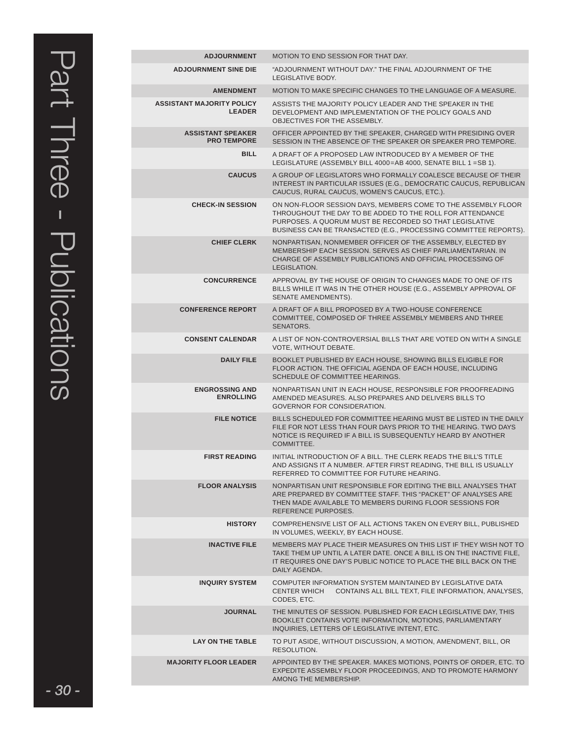| | |
|---|---|
| **ADJOURNMENT** | MOTION TO END SESSION FOR THAT DAY. |
| **ADJOURNMENT SINE DIE** | "ADJOURNMENT WITHOUT DAY." THE FINAL ADJOURNMENT OF THE LEGISLATIVE BODY. |
| **AMENDMENT** | MOTION TO MAKE SPECIFIC CHANGES TO THE LANGUAGE OF A MEASURE. |
| **ASSISTANT MAJORITY POLICY LEADER** | ASSISTS THE MAJORITY POLICY LEADER AND THE SPEAKER IN THE DEVELOPMENT AND IMPLEMENTATION OF THE POLICY GOALS AND OBJECTIVES FOR THE ASSEMBLY. |
| **ASSISTANT SPEAKER PRO TEMPORE** | OFFICER APPOINTED BY THE SPEAKER, CHARGED WITH PRESIDING OVER SESSION IN THE ABSENCE OF THE SPEAKER OR SPEAKER PRO TEMPORE. |
| **BILL** | A DRAFT OF A PROPOSED LAW INTRODUCED BY A MEMBER OF THE LEGISLATURE (ASSEMBLY BILL 4000=AB 4000, SENATE BILL 1 =SB 1). |
| **CAUCUS** | A GROUP OF LEGISLATORS WHO FORMALLY COALESCE BECAUSE OF THEIR INTEREST IN PARTICULAR ISSUES (E.G., DEMOCRATIC CAUCUS, REPUBLICAN CAUCUS, RURAL CAUCUS, WOMEN'S CAUCUS, ETC.). |
| **CHECK-IN SESSION** | ON NON-FLOOR SESSION DAYS, MEMBERS COME TO THE ASSEMBLY FLOOR THROUGHOUT THE DAY TO BE ADDED TO THE ROLL FOR ATTENDANCE PURPOSES. A QUORUM MUST BE RECORDED SO THAT LEGISLATIVE BUSINESS CAN BE TRANSACTED (E.G., PROCESSING COMMITTEE REPORTS). |
| **CHIEF CLERK** | NONPARTISAN, NONMEMBER OFFICER OF THE ASSEMBLY, ELECTED BY MEMBERSHIP EACH SESSION. SERVES AS CHIEF PARLIAMENTARIAN. IN CHARGE OF ASSEMBLY PUBLICATIONS AND OFFICIAL PROCESSING OF LEGISLATION. |
| **CONCURRENCE** | APPROVAL BY THE HOUSE OF ORIGIN TO CHANGES MADE TO ONE OF ITS BILLS WHILE IT WAS IN THE OTHER HOUSE (E.G., ASSEMBLY APPROVAL OF SENATE AMENDMENTS). |
| **CONFERENCE REPORT** | A DRAFT OF A BILL PROPOSED BY A TWO-HOUSE CONFERENCE COMMITTEE, COMPOSED OF THREE ASSEMBLY MEMBERS AND THREE SENATORS. |
| **CONSENT CALENDAR** | A LIST OF NON-CONTROVERSIAL BILLS THAT ARE VOTED ON WITH A SINGLE VOTE, WITHOUT DEBATE. |
| **DAILY FILE** | BOOKLET PUBLISHED BY EACH HOUSE, SHOWING BILLS ELIGIBLE FOR FLOOR ACTION. THE OFFICIAL AGENDA OF EACH HOUSE, INCLUDING SCHEDULE OF COMMITTEE HEARINGS. |
| **ENGROSSING AND ENROLLING** | NONPARTISAN UNIT IN EACH HOUSE, RESPONSIBLE FOR PROOFREADING AMENDED MEASURES. ALSO PREPARES AND DELIVERS BILLS TO GOVERNOR FOR CONSIDERATION. |
| **FILE NOTICE** | BILLS SCHEDULED FOR COMMITTEE HEARING MUST BE LISTED IN THE DAILY FILE FOR NOT LESS THAN FOUR DAYS PRIOR TO THE HEARING. TWO DAYS NOTICE IS REQUIRED IF A BILL IS SUBSEQUENTLY HEARD BY ANOTHER COMMITTEE. |
| **FIRST READING** | INITIAL INTRODUCTION OF A BILL. THE CLERK READS THE BILL'S TITLE AND ASSIGNS IT A NUMBER. AFTER FIRST READING, THE BILL IS USUALLY REFERRED TO COMMITTEE FOR FUTURE HEARING. |
| **FLOOR ANALYSIS** | NONPARTISAN UNIT RESPONSIBLE FOR EDITING THE BILL ANALYSES THAT ARE PREPARED BY COMMITTEE STAFF. THIS "PACKET" OF ANALYSES ARE THEN MADE AVAILABLE TO MEMBERS DURING FLOOR SESSIONS FOR REFERENCE PURPOSES. |
| **HISTORY** | COMPREHENSIVE LIST OF ALL ACTIONS TAKEN ON EVERY BILL, PUBLISHED IN VOLUMES, WEEKLY, BY EACH HOUSE. |
| **INACTIVE FILE** | MEMBERS MAY PLACE THEIR MEASURES ON THIS LIST IF THEY WISH NOT TO TAKE THEM UP UNTIL A LATER DATE. ONCE A BILL IS ON THE INACTIVE FILE, IT REQUIRES ONE DAY'S PUBLIC NOTICE TO PLACE THE BILL BACK ON THE DAILY AGENDA. |
| **INQUIRY SYSTEM** | COMPUTER INFORMATION SYSTEM MAINTAINED BY LEGISLATIVE DATA CENTER WHICH CONTAINS ALL BILL TEXT, FILE INFORMATION, ANALYSES, CODES, ETC. |
| **JOURNAL** | THE MINUTES OF SESSION. PUBLISHED FOR EACH LEGISLATIVE DAY, THIS BOOKLET CONTAINS VOTE INFORMATION, MOTIONS, PARLIAMENTARY INQUIRIES, LETTERS OF LEGISLATIVE INTENT, ETC. |
| **LAY ON THE TABLE** | TO PUT ASIDE, WITHOUT DISCUSSION, A MOTION, AMENDMENT, BILL, OR RESOLUTION. |
| **MAJORITY FLOOR LEADER** | APPOINTED BY THE SPEAKER. MAKES MOTIONS, POINTS OF ORDER, ETC. TO EXPEDITE ASSEMBLY FLOOR PROCEEDINGS, AND TO PROMOTE HARMONY AMONG THE MEMBERSHIP. |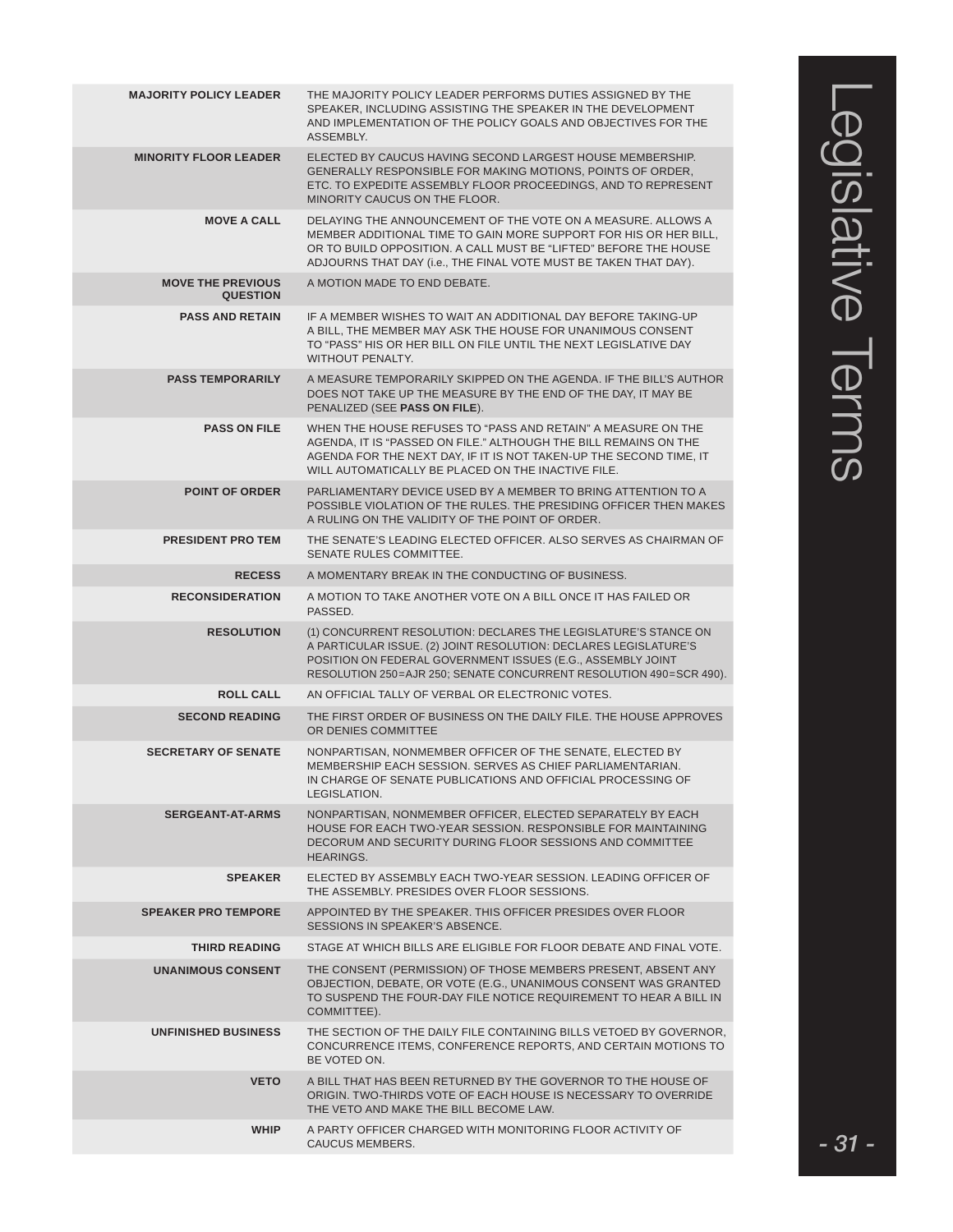# Legislative Terms

| | |
|---|---|
| **MAJORITY POLICY LEADER** | THE MAJORITY POLICY LEADER PERFORMS DUTIES ASSIGNED BY THE SPEAKER, INCLUDING ASSISTING THE SPEAKER IN THE DEVELOPMENT AND IMPLEMENTATION OF THE POLICY GOALS AND OBJECTIVES FOR THE ASSEMBLY. |
| **MINORITY FLOOR LEADER** | ELECTED BY CAUCUS HAVING SECOND LARGEST HOUSE MEMBERSHIP. GENERALLY RESPONSIBLE FOR MAKING MOTIONS, POINTS OF ORDER, ETC. TO EXPEDITE ASSEMBLY FLOOR PROCEEDINGS, AND TO REPRESENT MINORITY CAUCUS ON THE FLOOR. |
| **MOVE A CALL** | DELAYING THE ANNOUNCEMENT OF THE VOTE ON A MEASURE. ALLOWS A MEMBER ADDITIONAL TIME TO GAIN MORE SUPPORT FOR HIS OR HER BILL, OR TO BUILD OPPOSITION. A CALL MUST BE "LIFTED" BEFORE THE HOUSE ADJOURNS THAT DAY (i.e., THE FINAL VOTE MUST BE TAKEN THAT DAY). |
| **MOVE THE PREVIOUS QUESTION** | A MOTION MADE TO END DEBATE. |
| **PASS AND RETAIN** | IF A MEMBER WISHES TO WAIT AN ADDITIONAL DAY BEFORE TAKING-UP A BILL, THE MEMBER MAY ASK THE HOUSE FOR UNANIMOUS CONSENT TO "PASS" HIS OR HER BILL ON FILE UNTIL THE NEXT LEGISLATIVE DAY WITHOUT PENALTY. |
| **PASS TEMPORARILY** | A MEASURE TEMPORARILY SKIPPED ON THE AGENDA. IF THE BILL'S AUTHOR DOES NOT TAKE UP THE MEASURE BY THE END OF THE DAY, IT MAY BE PENALIZED (SEE **PASS ON FILE**). |
| **PASS ON FILE** | WHEN THE HOUSE REFUSES TO "PASS AND RETAIN" A MEASURE ON THE AGENDA, IT IS "PASSED ON FILE." ALTHOUGH THE BILL REMAINS ON THE AGENDA FOR THE NEXT DAY, IF IT IS NOT TAKEN-UP THE SECOND TIME, IT WILL AUTOMATICALLY BE PLACED ON THE INACTIVE FILE. |
| **POINT OF ORDER** | PARLIAMENTARY DEVICE USED BY A MEMBER TO BRING ATTENTION TO A POSSIBLE VIOLATION OF THE RULES. THE PRESIDING OFFICER THEN MAKES A RULING ON THE VALIDITY OF THE POINT OF ORDER. |
| **PRESIDENT PRO TEM** | THE SENATE'S LEADING ELECTED OFFICER. ALSO SERVES AS CHAIRMAN OF SENATE RULES COMMITTEE. |
| **RECESS** | A MOMENTARY BREAK IN THE CONDUCTING OF BUSINESS. |
| **RECONSIDERATION** | A MOTION TO TAKE ANOTHER VOTE ON A BILL ONCE IT HAS FAILED OR PASSED. |
| **RESOLUTION** | (1) CONCURRENT RESOLUTION: DECLARES THE LEGISLATURE'S STANCE ON A PARTICULAR ISSUE. (2) JOINT RESOLUTION: DECLARES LEGISLATURE'S POSITION ON FEDERAL GOVERNMENT ISSUES (E.G., ASSEMBLY JOINT RESOLUTION 250=AJR 250; SENATE CONCURRENT RESOLUTION 490=SCR 490). |
| **ROLL CALL** | AN OFFICIAL TALLY OF VERBAL OR ELECTRONIC VOTES. |
| **SECOND READING** | THE FIRST ORDER OF BUSINESS ON THE DAILY FILE. THE HOUSE APPROVES OR DENIES COMMITTEE |
| **SECRETARY OF SENATE** | NONPARTISAN, NONMEMBER OFFICER OF THE SENATE, ELECTED BY MEMBERSHIP EACH SESSION. SERVES AS CHIEF PARLIAMENTARIAN. IN CHARGE OF SENATE PUBLICATIONS AND OFFICIAL PROCESSING OF LEGISLATION. |
| **SERGEANT-AT-ARMS** | NONPARTISAN, NONMEMBER OFFICER, ELECTED SEPARATELY BY EACH HOUSE FOR EACH TWO-YEAR SESSION. RESPONSIBLE FOR MAINTAINING DECORUM AND SECURITY DURING FLOOR SESSIONS AND COMMITTEE HEARINGS. |
| **SPEAKER** | ELECTED BY ASSEMBLY EACH TWO-YEAR SESSION. LEADING OFFICER OF THE ASSEMBLY. PRESIDES OVER FLOOR SESSIONS. |
| **SPEAKER PRO TEMPORE** | APPOINTED BY THE SPEAKER. THIS OFFICER PRESIDES OVER FLOOR SESSIONS IN SPEAKER'S ABSENCE. |
| **THIRD READING** | STAGE AT WHICH BILLS ARE ELIGIBLE FOR FLOOR DEBATE AND FINAL VOTE. |
| **UNANIMOUS CONSENT** | THE CONSENT (PERMISSION) OF THOSE MEMBERS PRESENT, ABSENT ANY OBJECTION, DEBATE, OR VOTE (E.G., UNANIMOUS CONSENT WAS GRANTED TO SUSPEND THE FOUR-DAY FILE NOTICE REQUIREMENT TO HEAR A BILL IN COMMITTEE). |
| **UNFINISHED BUSINESS** | THE SECTION OF THE DAILY FILE CONTAINING BILLS VETOED BY GOVERNOR, CONCURRENCE ITEMS, CONFERENCE REPORTS, AND CERTAIN MOTIONS TO BE VOTED ON. |
| **VETO** | A BILL THAT HAS BEEN RETURNED BY THE GOVERNOR TO THE HOUSE OF ORIGIN. TWO-THIRDS VOTE OF EACH HOUSE IS NECESSARY TO OVERRIDE THE VETO AND MAKE THE BILL BECOME LAW. |
| **WHIP** | A PARTY OFFICER CHARGED WITH MONITORING FLOOR ACTIVITY OF CAUCUS MEMBERS. |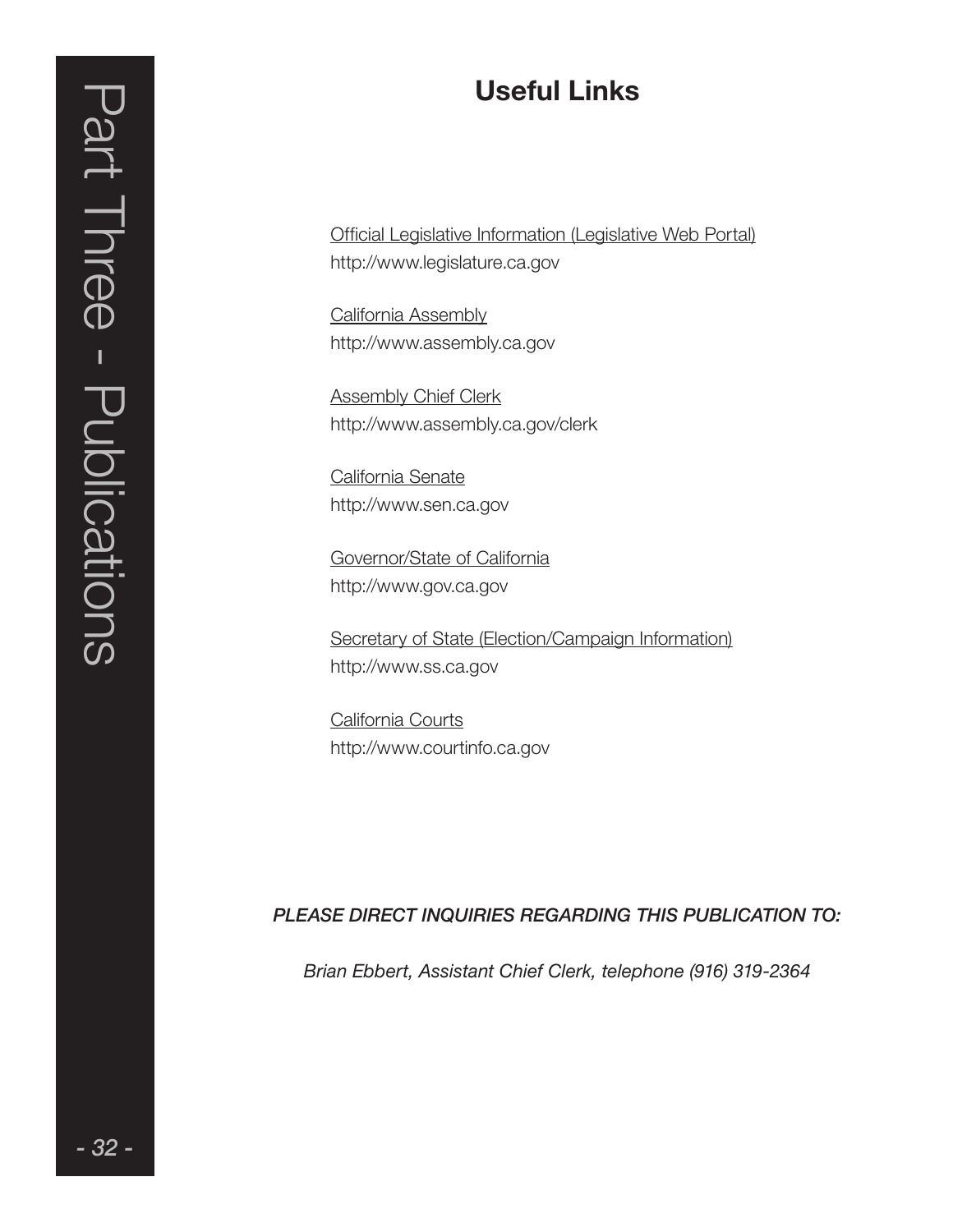## Useful Links

Official Legislative Information (Legislative Web Portal)
http://www.legislature.ca.gov

California Assembly
http://www.assembly.ca.gov

Assembly Chief Clerk
http://www.assembly.ca.gov/clerk

California Senate
http://www.sen.ca.gov

Governor/State of California
http://www.gov.ca.gov

Secretary of State (Election/Campaign Information)
http://www.ss.ca.gov

California Courts
http://www.courtinfo.ca.gov

*PLEASE DIRECT INQUIRIES REGARDING THIS PUBLICATION TO:*

*Brian Ebbert, Assistant Chief Clerk, telephone (916) 319-2364*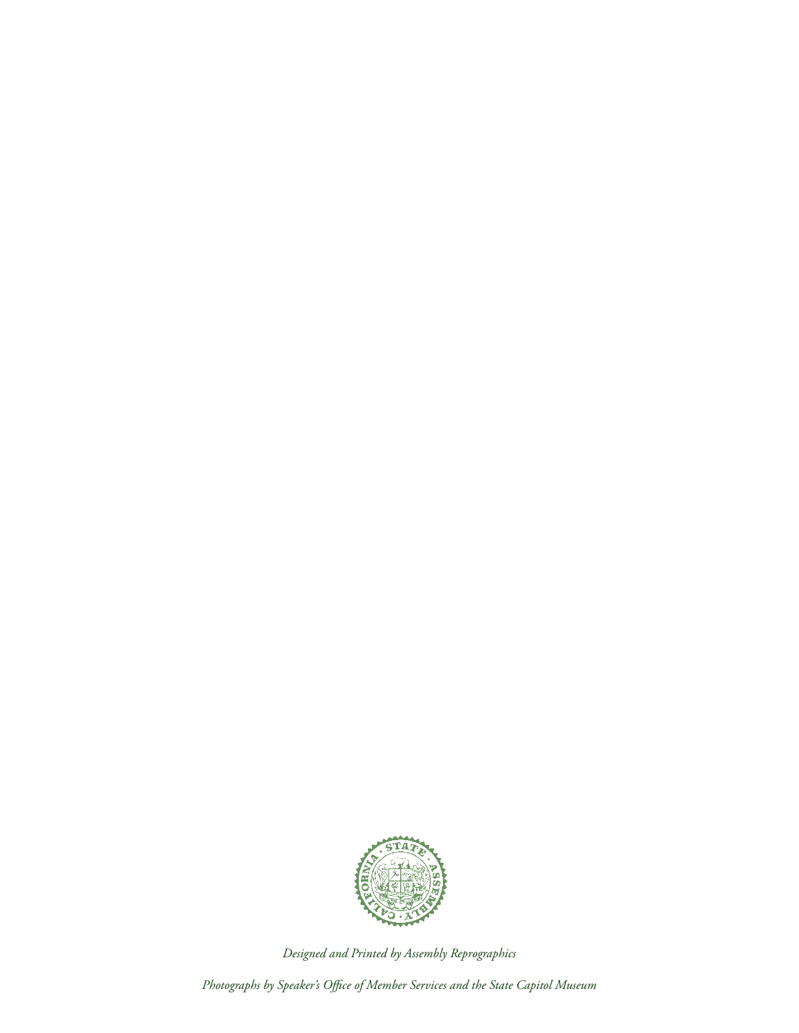*Designed and Printed by Assembly Reprographics*

*Photographs by Speaker's Office of Member Services and the State Capitol Museum*